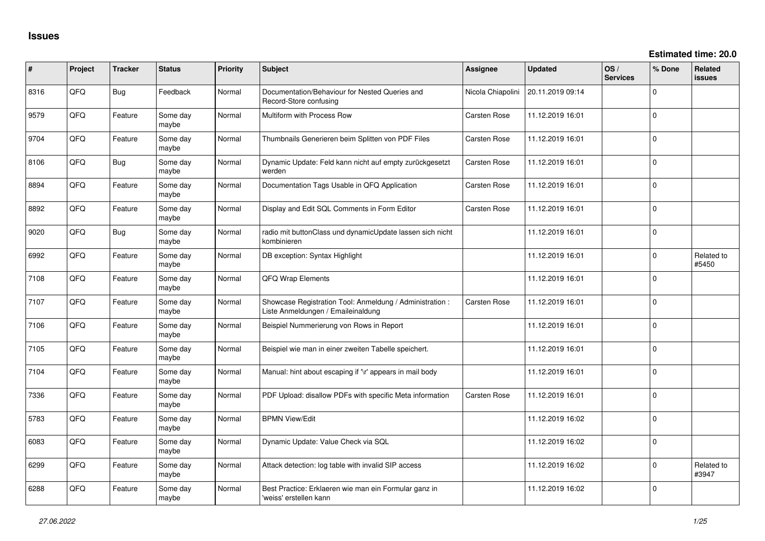# Issues

**Estimated time: 20.0**

| # | Project | Tracker | Status | Priority | Subject | Assignee | Updated | OS / Services | % Done | Related issues |
|---|---|---|---|---|---|---|---|---|---|---|
| 8316 | QFQ | Bug | Feedback | Normal | Documentation/Behaviour for Nested Queries and Record-Store confusing | Nicola Chiapolini | 20.11.2019 09:14 | | 0 | |
| 9579 | QFQ | Feature | Some day maybe | Normal | Multiform with Process Row | Carsten Rose | 11.12.2019 16:01 | | 0 | |
| 9704 | QFQ | Feature | Some day maybe | Normal | Thumbnails Generieren beim Splitten von PDF Files | Carsten Rose | 11.12.2019 16:01 | | 0 | |
| 8106 | QFQ | Bug | Some day maybe | Normal | Dynamic Update: Feld kann nicht auf empty zurückgesetzt werden | Carsten Rose | 11.12.2019 16:01 | | 0 | |
| 8894 | QFQ | Feature | Some day maybe | Normal | Documentation Tags Usable in QFQ Application | Carsten Rose | 11.12.2019 16:01 | | 0 | |
| 8892 | QFQ | Feature | Some day maybe | Normal | Display and Edit SQL Comments in Form Editor | Carsten Rose | 11.12.2019 16:01 | | 0 | |
| 9020 | QFQ | Bug | Some day maybe | Normal | radio mit buttonClass und dynamicUpdate lassen sich nicht kombinieren | | 11.12.2019 16:01 | | 0 | |
| 6992 | QFQ | Feature | Some day maybe | Normal | DB exception: Syntax Highlight | | 11.12.2019 16:01 | | 0 | Related to #5450 |
| 7108 | QFQ | Feature | Some day maybe | Normal | QFQ Wrap Elements | | 11.12.2019 16:01 | | 0 | |
| 7107 | QFQ | Feature | Some day maybe | Normal | Showcase Registration Tool: Anmeldung / Administration : Liste Anmeldungen / Emaileinaldung | Carsten Rose | 11.12.2019 16:01 | | 0 | |
| 7106 | QFQ | Feature | Some day maybe | Normal | Beispiel Nummerierung von Rows in Report | | 11.12.2019 16:01 | | 0 | |
| 7105 | QFQ | Feature | Some day maybe | Normal | Beispiel wie man in einer zweiten Tabelle speichert. | | 11.12.2019 16:01 | | 0 | |
| 7104 | QFQ | Feature | Some day maybe | Normal | Manual: hint about escaping if '\r' appears in mail body | | 11.12.2019 16:01 | | 0 | |
| 7336 | QFQ | Feature | Some day maybe | Normal | PDF Upload: disallow PDFs with specific Meta information | Carsten Rose | 11.12.2019 16:01 | | 0 | |
| 5783 | QFQ | Feature | Some day maybe | Normal | BPMN View/Edit | | 11.12.2019 16:02 | | 0 | |
| 6083 | QFQ | Feature | Some day maybe | Normal | Dynamic Update: Value Check via SQL | | 11.12.2019 16:02 | | 0 | |
| 6299 | QFQ | Feature | Some day maybe | Normal | Attack detection: log table with invalid SIP access | | 11.12.2019 16:02 | | 0 | Related to #3947 |
| 6288 | QFQ | Feature | Some day maybe | Normal | Best Practice: Erklaeren wie man ein Formular ganz in 'weiss' erstellen kann | | 11.12.2019 16:02 | | 0 | |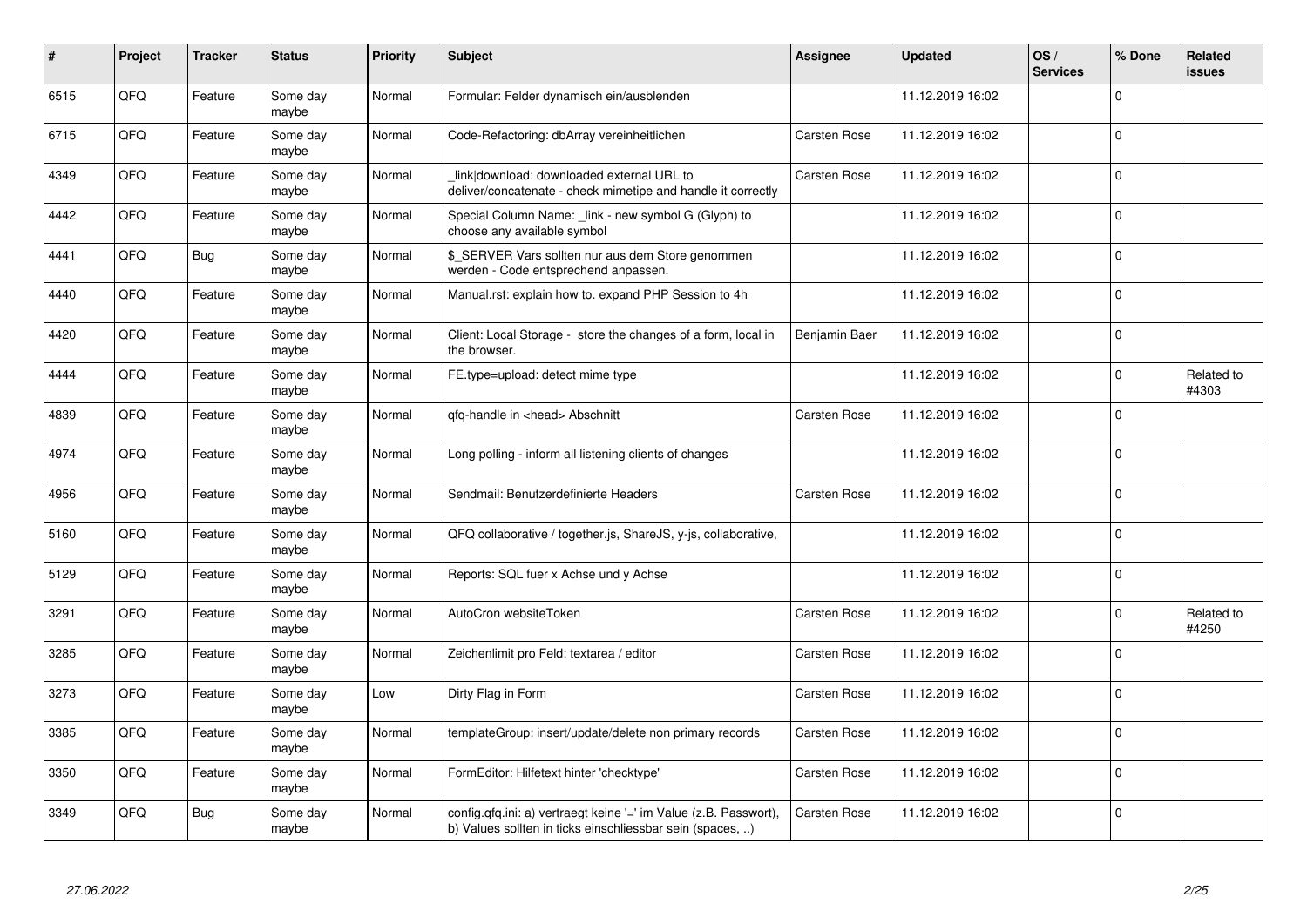| # | Project | Tracker | Status | Priority | Subject | Assignee | Updated | OS / Services | % Done | Related issues |
|---|---|---|---|---|---|---|---|---|---|---|
| 6515 | QFQ | Feature | Some day maybe | Normal | Formular: Felder dynamisch ein/ausblenden | | 11.12.2019 16:02 | | 0 | |
| 6715 | QFQ | Feature | Some day maybe | Normal | Code-Refactoring: dbArray vereinheitlichen | Carsten Rose | 11.12.2019 16:02 | | 0 | |
| 4349 | QFQ | Feature | Some day maybe | Normal | _link\|download: downloaded external URL to deliver/concatenate - check mimetipe and handle it correctly | Carsten Rose | 11.12.2019 16:02 | | 0 | |
| 4442 | QFQ | Feature | Some day maybe | Normal | Special Column Name: _link - new symbol G (Glyph) to choose any available symbol | | 11.12.2019 16:02 | | 0 | |
| 4441 | QFQ | Bug | Some day maybe | Normal | $_SERVER Vars sollten nur aus dem Store genommen werden - Code entsprechend anpassen. | | 11.12.2019 16:02 | | 0 | |
| 4440 | QFQ | Feature | Some day maybe | Normal | Manual.rst: explain how to. expand PHP Session to 4h | | 11.12.2019 16:02 | | 0 | |
| 4420 | QFQ | Feature | Some day maybe | Normal | Client: Local Storage - store the changes of a form, local in the browser. | Benjamin Baer | 11.12.2019 16:02 | | 0 | |
| 4444 | QFQ | Feature | Some day maybe | Normal | FE.type=upload: detect mime type | | 11.12.2019 16:02 | | 0 | Related to #4303 |
| 4839 | QFQ | Feature | Some day maybe | Normal | qfq-handle in <head> Abschnitt | Carsten Rose | 11.12.2019 16:02 | | 0 | |
| 4974 | QFQ | Feature | Some day maybe | Normal | Long polling - inform all listening clients of changes | | 11.12.2019 16:02 | | 0 | |
| 4956 | QFQ | Feature | Some day maybe | Normal | Sendmail: Benutzerdefinierte Headers | Carsten Rose | 11.12.2019 16:02 | | 0 | |
| 5160 | QFQ | Feature | Some day maybe | Normal | QFQ collaborative / together.js, ShareJS, y-js, collaborative, | | 11.12.2019 16:02 | | 0 | |
| 5129 | QFQ | Feature | Some day maybe | Normal | Reports: SQL fuer x Achse und y Achse | | 11.12.2019 16:02 | | 0 | |
| 3291 | QFQ | Feature | Some day maybe | Normal | AutoCron websiteToken | Carsten Rose | 11.12.2019 16:02 | | 0 | Related to #4250 |
| 3285 | QFQ | Feature | Some day maybe | Normal | Zeichenlimit pro Feld: textarea / editor | Carsten Rose | 11.12.2019 16:02 | | 0 | |
| 3273 | QFQ | Feature | Some day maybe | Low | Dirty Flag in Form | Carsten Rose | 11.12.2019 16:02 | | 0 | |
| 3385 | QFQ | Feature | Some day maybe | Normal | templateGroup: insert/update/delete non primary records | Carsten Rose | 11.12.2019 16:02 | | 0 | |
| 3350 | QFQ | Feature | Some day maybe | Normal | FormEditor: Hilfetext hinter 'checktype' | Carsten Rose | 11.12.2019 16:02 | | 0 | |
| 3349 | QFQ | Bug | Some day maybe | Normal | config.qfq.ini: a) vertraegt keine '=' im Value (z.B. Passwort), b) Values sollten in ticks einschliessbar sein (spaces, ..) | Carsten Rose | 11.12.2019 16:02 | | 0 | |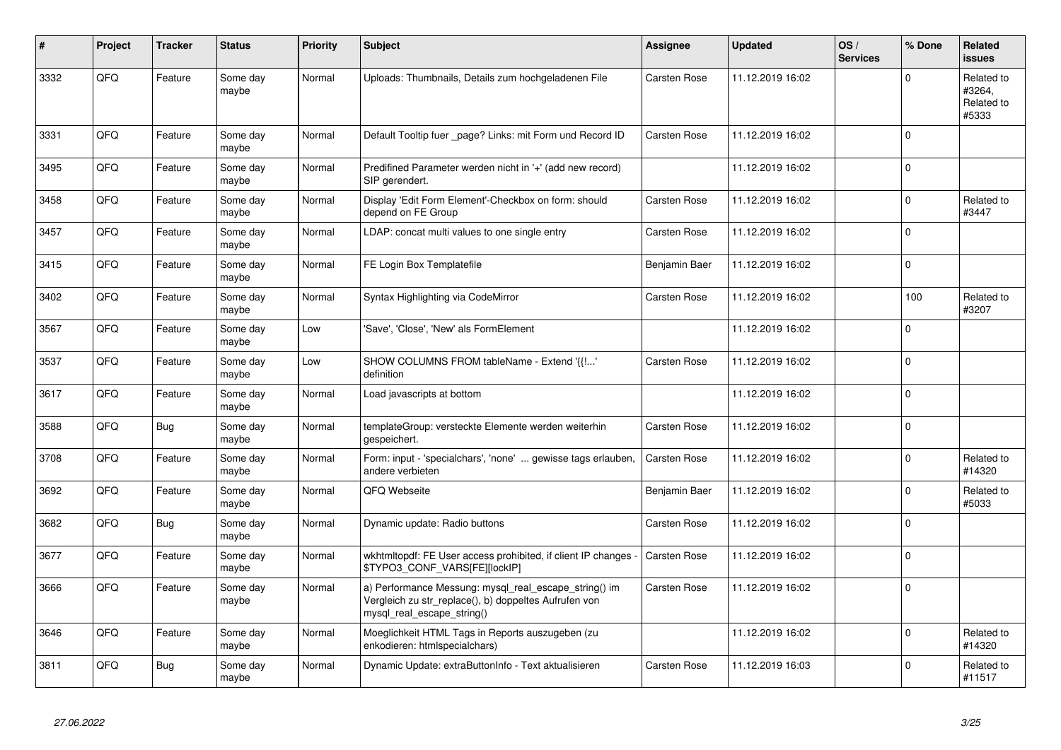| # | Project | Tracker | Status | Priority | Subject | Assignee | Updated | OS / Services | % Done | Related issues |
|---|---|---|---|---|---|---|---|---|---|---|
| 3332 | QFQ | Feature | Some day maybe | Normal | Uploads: Thumbnails, Details zum hochgeladenen File | Carsten Rose | 11.12.2019 16:02 | | 0 | Related to #3264, Related to #5333 |
| 3331 | QFQ | Feature | Some day maybe | Normal | Default Tooltip fuer _page? Links: mit Form und Record ID | Carsten Rose | 11.12.2019 16:02 | | 0 | |
| 3495 | QFQ | Feature | Some day maybe | Normal | Predifined Parameter werden nicht in '+' (add new record) SIP gerendert. | | 11.12.2019 16:02 | | 0 | |
| 3458 | QFQ | Feature | Some day maybe | Normal | Display 'Edit Form Element'-Checkbox on form: should depend on FE Group | Carsten Rose | 11.12.2019 16:02 | | 0 | Related to #3447 |
| 3457 | QFQ | Feature | Some day maybe | Normal | LDAP: concat multi values to one single entry | Carsten Rose | 11.12.2019 16:02 | | 0 | |
| 3415 | QFQ | Feature | Some day maybe | Normal | FE Login Box Templatefile | Benjamin Baer | 11.12.2019 16:02 | | 0 | |
| 3402 | QFQ | Feature | Some day maybe | Normal | Syntax Highlighting via CodeMirror | Carsten Rose | 11.12.2019 16:02 | | 100 | Related to #3207 |
| 3567 | QFQ | Feature | Some day maybe | Low | 'Save', 'Close', 'New' als FormElement | | 11.12.2019 16:02 | | 0 | |
| 3537 | QFQ | Feature | Some day maybe | Low | SHOW COLUMNS FROM tableName - Extend '{{!...' definition | Carsten Rose | 11.12.2019 16:02 | | 0 | |
| 3617 | QFQ | Feature | Some day maybe | Normal | Load javascripts at bottom | | 11.12.2019 16:02 | | 0 | |
| 3588 | QFQ | Bug | Some day maybe | Normal | templateGroup: versteckte Elemente werden weiterhin gespeichert. | Carsten Rose | 11.12.2019 16:02 | | 0 | |
| 3708 | QFQ | Feature | Some day maybe | Normal | Form: input - 'specialchars', 'none' ... gewisse tags erlauben, andere verbieten | Carsten Rose | 11.12.2019 16:02 | | 0 | Related to #14320 |
| 3692 | QFQ | Feature | Some day maybe | Normal | QFQ Webseite | Benjamin Baer | 11.12.2019 16:02 | | 0 | Related to #5033 |
| 3682 | QFQ | Bug | Some day maybe | Normal | Dynamic update: Radio buttons | Carsten Rose | 11.12.2019 16:02 | | 0 | |
| 3677 | QFQ | Feature | Some day maybe | Normal | wkhtmltopdf: FE User access prohibited, if client IP changes - $TYPO3_CONF_VARS[FE][lockIP] | Carsten Rose | 11.12.2019 16:02 | | 0 | |
| 3666 | QFQ | Feature | Some day maybe | Normal | a) Performance Messung: mysql_real_escape_string() im Vergleich zu str_replace(), b) doppeltes Aufrufen von mysql_real_escape_string() | Carsten Rose | 11.12.2019 16:02 | | 0 | |
| 3646 | QFQ | Feature | Some day maybe | Normal | Moeglichkeit HTML Tags in Reports auszugeben (zu enkodieren: htmlspecialchars) | | 11.12.2019 16:02 | | 0 | Related to #14320 |
| 3811 | QFQ | Bug | Some day maybe | Normal | Dynamic Update: extraButtonInfo - Text aktualisieren | Carsten Rose | 11.12.2019 16:03 | | 0 | Related to #11517 |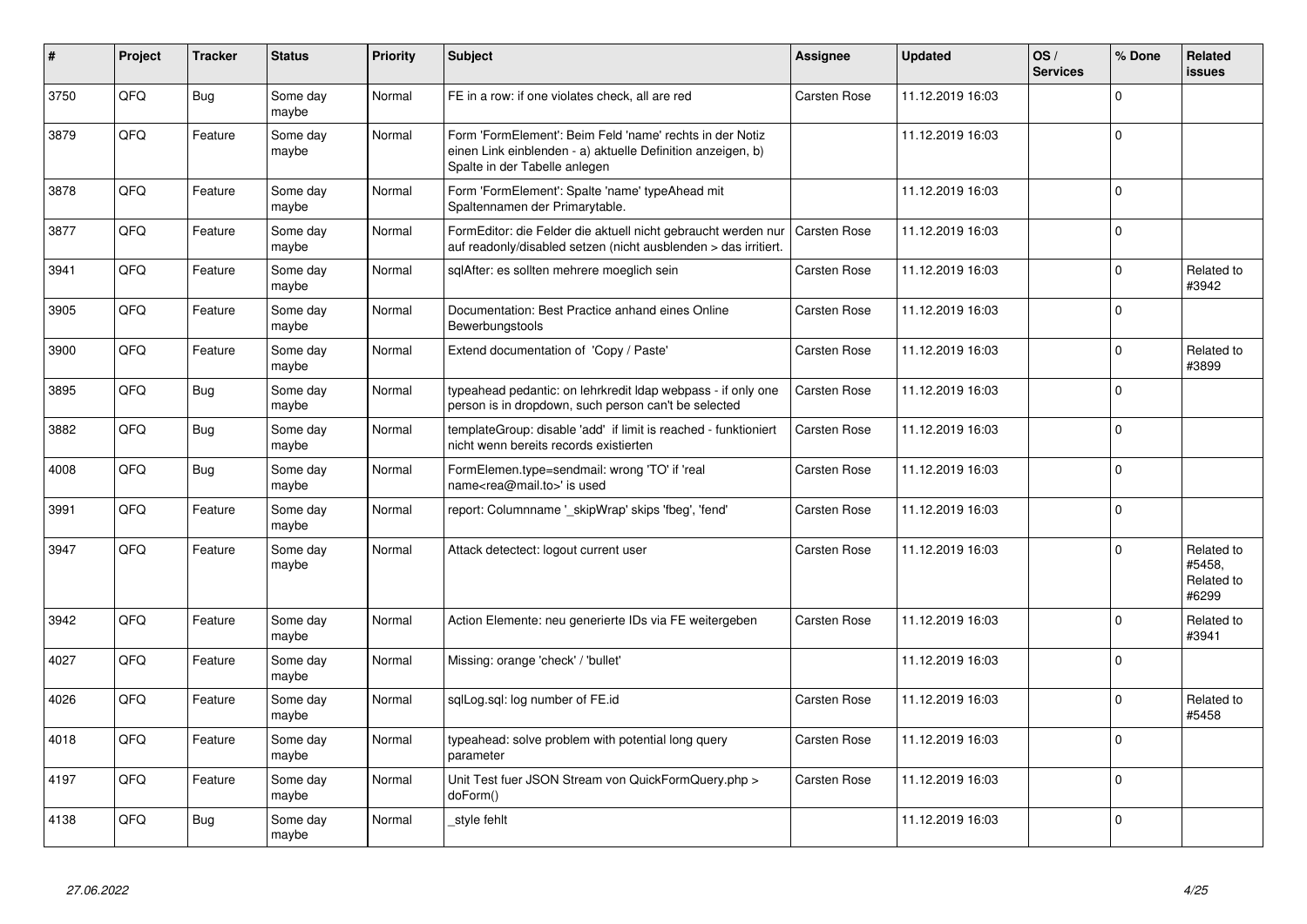| # | Project | Tracker | Status | Priority | Subject | Assignee | Updated | OS / Services | % Done | Related issues |
|---|---|---|---|---|---|---|---|---|---|---|
| 3750 | QFQ | Bug | Some day maybe | Normal | FE in a row: if one violates check, all are red | Carsten Rose | 11.12.2019 16:03 | | 0 | |
| 3879 | QFQ | Feature | Some day maybe | Normal | Form 'FormElement': Beim Feld 'name' rechts in der Notiz einen Link einblenden - a) aktuelle Definition anzeigen, b) Spalte in der Tabelle anlegen | | 11.12.2019 16:03 | | 0 | |
| 3878 | QFQ | Feature | Some day maybe | Normal | Form 'FormElement': Spalte 'name' typeAhead mit Spaltennamen der Primarytable. | | 11.12.2019 16:03 | | 0 | |
| 3877 | QFQ | Feature | Some day maybe | Normal | FormEditor: die Felder die aktuell nicht gebraucht werden nur auf readonly/disabled setzen (nicht ausblenden > das irritiert. | Carsten Rose | 11.12.2019 16:03 | | 0 | |
| 3941 | QFQ | Feature | Some day maybe | Normal | sqlAfter: es sollten mehrere moeglich sein | Carsten Rose | 11.12.2019 16:03 | | 0 | Related to #3942 |
| 3905 | QFQ | Feature | Some day maybe | Normal | Documentation: Best Practice anhand eines Online Bewerbungstools | Carsten Rose | 11.12.2019 16:03 | | 0 | |
| 3900 | QFQ | Feature | Some day maybe | Normal | Extend documentation of 'Copy / Paste' | Carsten Rose | 11.12.2019 16:03 | | 0 | Related to #3899 |
| 3895 | QFQ | Bug | Some day maybe | Normal | typeahead pedantic: on lehrkredit ldap webpass - if only one person is in dropdown, such person can't be selected | Carsten Rose | 11.12.2019 16:03 | | 0 | |
| 3882 | QFQ | Bug | Some day maybe | Normal | templateGroup: disable 'add' if limit is reached - funktioniert nicht wenn bereits records existierten | Carsten Rose | 11.12.2019 16:03 | | 0 | |
| 4008 | QFQ | Bug | Some day maybe | Normal | FormElemen.type=sendmail: wrong 'TO' if 'real name<rea@mail.to>' is used | Carsten Rose | 11.12.2019 16:03 | | 0 | |
| 3991 | QFQ | Feature | Some day maybe | Normal | report: Columnname '_skipWrap' skips 'fbeg', 'fend' | Carsten Rose | 11.12.2019 16:03 | | 0 | |
| 3947 | QFQ | Feature | Some day maybe | Normal | Attack detectect: logout current user | Carsten Rose | 11.12.2019 16:03 | | 0 | Related to #5458, Related to #6299 |
| 3942 | QFQ | Feature | Some day maybe | Normal | Action Elemente: neu generierte IDs via FE weitergeben | Carsten Rose | 11.12.2019 16:03 | | 0 | Related to #3941 |
| 4027 | QFQ | Feature | Some day maybe | Normal | Missing: orange 'check' / 'bullet' | | 11.12.2019 16:03 | | 0 | |
| 4026 | QFQ | Feature | Some day maybe | Normal | sqlLog.sql: log number of FE.id | Carsten Rose | 11.12.2019 16:03 | | 0 | Related to #5458 |
| 4018 | QFQ | Feature | Some day maybe | Normal | typeahead: solve problem with potential long query parameter | Carsten Rose | 11.12.2019 16:03 | | 0 | |
| 4197 | QFQ | Feature | Some day maybe | Normal | Unit Test fuer JSON Stream von QuickFormQuery.php > doForm() | Carsten Rose | 11.12.2019 16:03 | | 0 | |
| 4138 | QFQ | Bug | Some day maybe | Normal | _style fehlt | | 11.12.2019 16:03 | | 0 | |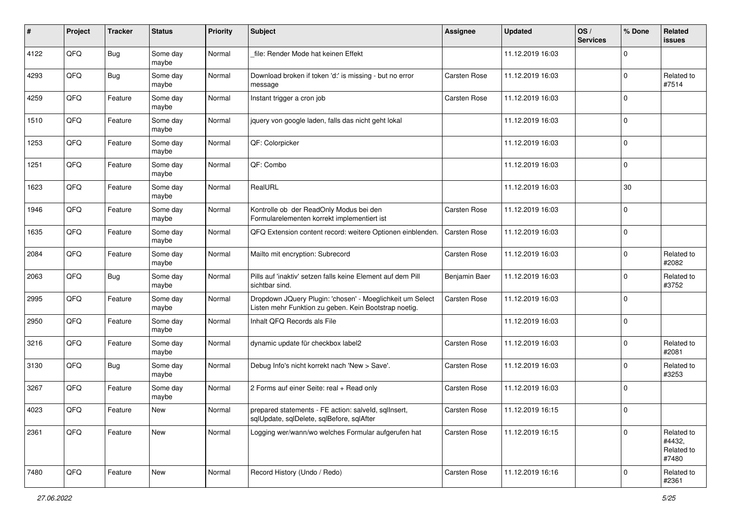| # | Project | Tracker | Status | Priority | Subject | Assignee | Updated | OS / Services | % Done | Related issues |
|---|---|---|---|---|---|---|---|---|---|---|
| 4122 | QFO | Bug | Some day maybe | Normal | _file: Render Mode hat keinen Effekt | | 11.12.2019 16:03 | | 0 | |
| 4293 | QFQ | Bug | Some day maybe | Normal | Download broken if token 'd:' is missing - but no error message | Carsten Rose | 11.12.2019 16:03 | | 0 | Related to #7514 |
| 4259 | QFQ | Feature | Some day maybe | Normal | Instant trigger a cron job | Carsten Rose | 11.12.2019 16:03 | | 0 | |
| 1510 | QFQ | Feature | Some day maybe | Normal | jquery von google laden, falls das nicht geht lokal | | 11.12.2019 16:03 | | 0 | |
| 1253 | QFQ | Feature | Some day maybe | Normal | QF: Colorpicker | | 11.12.2019 16:03 | | 0 | |
| 1251 | QFQ | Feature | Some day maybe | Normal | QF: Combo | | 11.12.2019 16:03 | | 0 | |
| 1623 | QFQ | Feature | Some day maybe | Normal | RealURL | | 11.12.2019 16:03 | | 30 | |
| 1946 | QFQ | Feature | Some day maybe | Normal | Kontrolle ob der ReadOnly Modus bei den Formularelementen korrekt implementiert ist | Carsten Rose | 11.12.2019 16:03 | | 0 | |
| 1635 | QFQ | Feature | Some day maybe | Normal | QFQ Extension content record: weitere Optionen einblenden. | Carsten Rose | 11.12.2019 16:03 | | 0 | |
| 2084 | QFQ | Feature | Some day maybe | Normal | Mailto mit encryption: Subrecord | Carsten Rose | 11.12.2019 16:03 | | 0 | Related to #2082 |
| 2063 | QFQ | Bug | Some day maybe | Normal | Pills auf 'inaktiv' setzen falls keine Element auf dem Pill sichtbar sind. | Benjamin Baer | 11.12.2019 16:03 | | 0 | Related to #3752 |
| 2995 | QFQ | Feature | Some day maybe | Normal | Dropdown JQuery Plugin: 'chosen' - Moeglichkeit um Select Listen mehr Funktion zu geben. Kein Bootstrap noetig. | Carsten Rose | 11.12.2019 16:03 | | 0 | |
| 2950 | QFQ | Feature | Some day maybe | Normal | Inhalt QFQ Records als File | | 11.12.2019 16:03 | | 0 | |
| 3216 | QFQ | Feature | Some day maybe | Normal | dynamic update für checkbox label2 | Carsten Rose | 11.12.2019 16:03 | | 0 | Related to #2081 |
| 3130 | QFQ | Bug | Some day maybe | Normal | Debug Info's nicht korrekt nach 'New > Save'. | Carsten Rose | 11.12.2019 16:03 | | 0 | Related to #3253 |
| 3267 | QFQ | Feature | Some day maybe | Normal | 2 Forms auf einer Seite: real + Read only | Carsten Rose | 11.12.2019 16:03 | | 0 | |
| 4023 | QFQ | Feature | New | Normal | prepared statements - FE action: salveld, sqlInsert, sqlUpdate, sqlDelete, sqlBefore, sqlAfter | Carsten Rose | 11.12.2019 16:15 | | 0 | |
| 2361 | QFQ | Feature | New | Normal | Logging wer/wann/wo welches Formular aufgerufen hat | Carsten Rose | 11.12.2019 16:15 | | 0 | Related to #4432, Related to #7480 |
| 7480 | QFQ | Feature | New | Normal | Record History (Undo / Redo) | Carsten Rose | 11.12.2019 16:16 | | 0 | Related to #2361 |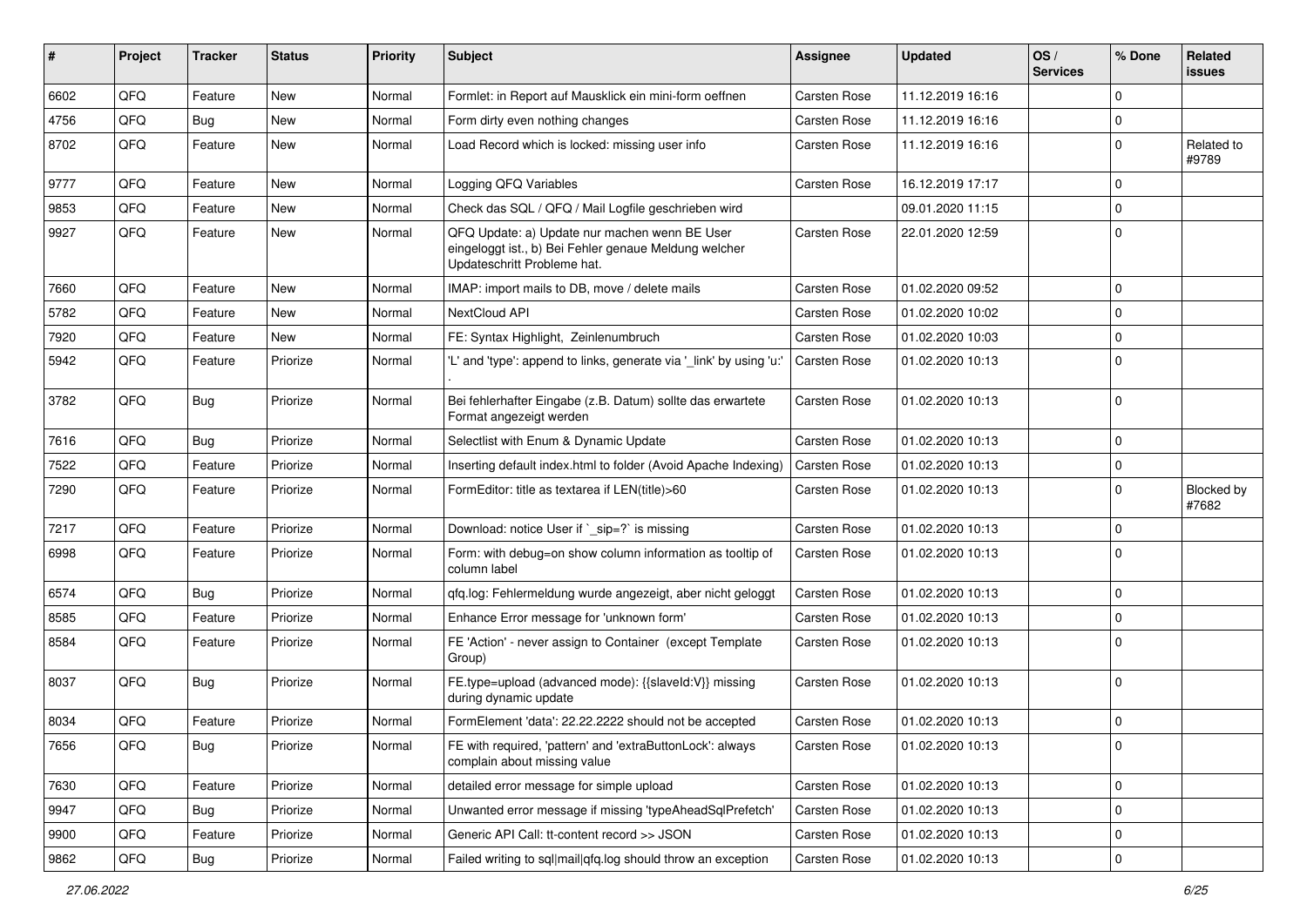| # | Project | Tracker | Status | Priority | Subject | Assignee | Updated | OS / Services | % Done | Related issues |
|---|---|---|---|---|---|---|---|---|---|---|
| 6602 | QFQ | Feature | New | Normal | Formlet: in Report auf Mausklick ein mini-form oeffnen | Carsten Rose | 11.12.2019 16:16 | | 0 | |
| 4756 | QFQ | Bug | New | Normal | Form dirty even nothing changes | Carsten Rose | 11.12.2019 16:16 | | 0 | |
| 8702 | QFQ | Feature | New | Normal | Load Record which is locked: missing user info | Carsten Rose | 11.12.2019 16:16 | | 0 | Related to #9789 |
| 9777 | QFQ | Feature | New | Normal | Logging QFQ Variables | Carsten Rose | 16.12.2019 17:17 | | 0 | |
| 9853 | QFQ | Feature | New | Normal | Check das SQL / QFQ / Mail Logfile geschrieben wird | | 09.01.2020 11:15 | | 0 | |
| 9927 | QFQ | Feature | New | Normal | QFQ Update: a) Update nur machen wenn BE User eingeloggt ist., b) Bei Fehler genaue Meldung welcher Updateschritt Probleme hat. | Carsten Rose | 22.01.2020 12:59 | | 0 | |
| 7660 | QFQ | Feature | New | Normal | IMAP: import mails to DB, move / delete mails | Carsten Rose | 01.02.2020 09:52 | | 0 | |
| 5782 | QFQ | Feature | New | Normal | NextCloud API | Carsten Rose | 01.02.2020 10:02 | | 0 | |
| 7920 | QFQ | Feature | New | Normal | FE: Syntax Highlight, Zeinlenumbruch | Carsten Rose | 01.02.2020 10:03 | | 0 | |
| 5942 | QFQ | Feature | Priorize | Normal | 'L' and 'type': append to links, generate via '_link' by using 'u:' . | Carsten Rose | 01.02.2020 10:13 | | 0 | |
| 3782 | QFQ | Bug | Priorize | Normal | Bei fehlerhafter Eingabe (z.B. Datum) sollte das erwartete Format angezeigt werden | Carsten Rose | 01.02.2020 10:13 | | 0 | |
| 7616 | QFQ | Bug | Priorize | Normal | Selectlist with Enum & Dynamic Update | Carsten Rose | 01.02.2020 10:13 | | 0 | |
| 7522 | QFQ | Feature | Priorize | Normal | Inserting default index.html to folder (Avoid Apache Indexing) | Carsten Rose | 01.02.2020 10:13 | | 0 | |
| 7290 | QFQ | Feature | Priorize | Normal | FormEditor: title as textarea if LEN(title)>60 | Carsten Rose | 01.02.2020 10:13 | | 0 | Blocked by #7682 |
| 7217 | QFQ | Feature | Priorize | Normal | Download: notice User if `_sip=?` is missing | Carsten Rose | 01.02.2020 10:13 | | 0 | |
| 6998 | QFQ | Feature | Priorize | Normal | Form: with debug=on show column information as tooltip of column label | Carsten Rose | 01.02.2020 10:13 | | 0 | |
| 6574 | QFQ | Bug | Priorize | Normal | qfq.log: Fehlermeldung wurde angezeigt, aber nicht geloggt | Carsten Rose | 01.02.2020 10:13 | | 0 | |
| 8585 | QFQ | Feature | Priorize | Normal | Enhance Error message for 'unknown form' | Carsten Rose | 01.02.2020 10:13 | | 0 | |
| 8584 | QFQ | Feature | Priorize | Normal | FE 'Action' - never assign to Container (except Template Group) | Carsten Rose | 01.02.2020 10:13 | | 0 | |
| 8037 | QFQ | Bug | Priorize | Normal | FE.type=upload (advanced mode): {{slaveId:V}} missing during dynamic update | Carsten Rose | 01.02.2020 10:13 | | 0 | |
| 8034 | QFQ | Feature | Priorize | Normal | FormElement 'data': 22.22.2222 should not be accepted | Carsten Rose | 01.02.2020 10:13 | | 0 | |
| 7656 | QFQ | Bug | Priorize | Normal | FE with required, 'pattern' and 'extraButtonLock': always complain about missing value | Carsten Rose | 01.02.2020 10:13 | | 0 | |
| 7630 | QFQ | Feature | Priorize | Normal | detailed error message for simple upload | Carsten Rose | 01.02.2020 10:13 | | 0 | |
| 9947 | QFQ | Bug | Priorize | Normal | Unwanted error message if missing 'typeAheadSqlPrefetch' | Carsten Rose | 01.02.2020 10:13 | | 0 | |
| 9900 | QFQ | Feature | Priorize | Normal | Generic API Call: tt-content record >> JSON | Carsten Rose | 01.02.2020 10:13 | | 0 | |
| 9862 | QFQ | Bug | Priorize | Normal | Failed writing to sql\|mail\|qfq.log should throw an exception | Carsten Rose | 01.02.2020 10:13 | | 0 | |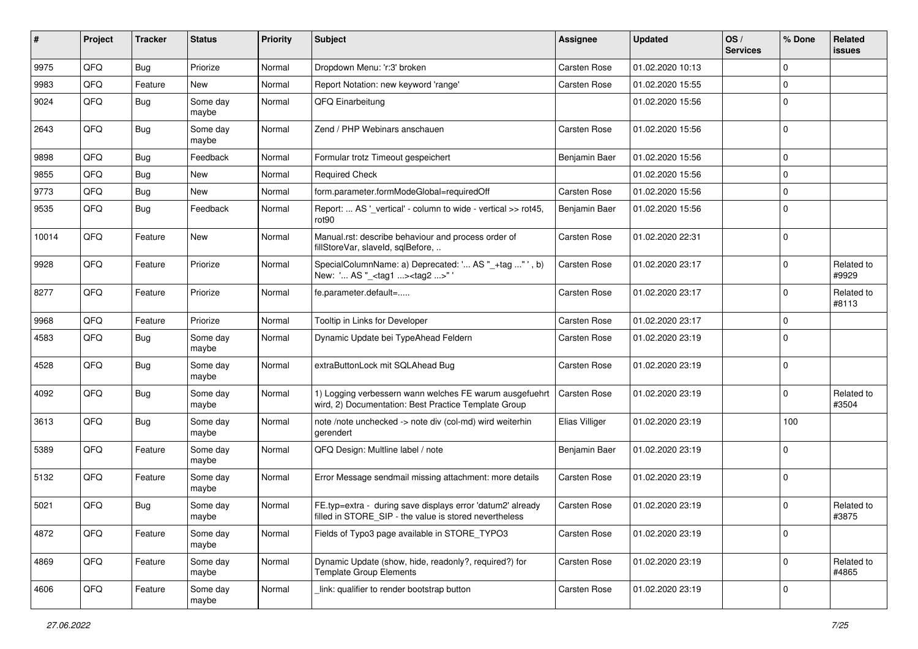| # | Project | Tracker | Status | Priority | Subject | Assignee | Updated | OS / Services | % Done | Related issues |
|---|---|---|---|---|---|---|---|---|---|---|
| 9975 | QFQ | Bug | Priorize | Normal | Dropdown Menu: 'r:3' broken | Carsten Rose | 01.02.2020 10:13 | | 0 | |
| 9983 | QFQ | Feature | New | Normal | Report Notation: new keyword 'range' | Carsten Rose | 01.02.2020 15:55 | | 0 | |
| 9024 | QFQ | Bug | Some day maybe | Normal | QFQ Einarbeitung | | 01.02.2020 15:56 | | 0 | |
| 2643 | QFQ | Bug | Some day maybe | Normal | Zend / PHP Webinars anschauen | Carsten Rose | 01.02.2020 15:56 | | 0 | |
| 9898 | QFQ | Bug | Feedback | Normal | Formular trotz Timeout gespeichert | Benjamin Baer | 01.02.2020 15:56 | | 0 | |
| 9855 | QFQ | Bug | New | Normal | Required Check | | 01.02.2020 15:56 | | 0 | |
| 9773 | QFQ | Bug | New | Normal | form.parameter.formModeGlobal=requiredOff | Carsten Rose | 01.02.2020 15:56 | | 0 | |
| 9535 | QFQ | Bug | Feedback | Normal | Report: ... AS '_vertical' - column to wide - vertical >> rot45, rot90 | Benjamin Baer | 01.02.2020 15:56 | | 0 | |
| 10014 | QFQ | Feature | New | Normal | Manual.rst: describe behaviour and process order of fillStoreVar, slaveId, sqlBefore, .. | Carsten Rose | 01.02.2020 22:31 | | 0 | |
| 9928 | QFQ | Feature | Priorize | Normal | SpecialColumnName: a) Deprecated: '... AS "_+tag ..." ', b) New: '... AS "_<tag1 ...><tag2 ...>" ' | Carsten Rose | 01.02.2020 23:17 | | 0 | Related to #9929 |
| 8277 | QFQ | Feature | Priorize | Normal | fe.parameter.default=..... | Carsten Rose | 01.02.2020 23:17 | | 0 | Related to #8113 |
| 9968 | QFQ | Feature | Priorize | Normal | Tooltip in Links for Developer | Carsten Rose | 01.02.2020 23:17 | | 0 | |
| 4583 | QFQ | Bug | Some day maybe | Normal | Dynamic Update bei TypeAhead Feldern | Carsten Rose | 01.02.2020 23:19 | | 0 | |
| 4528 | QFQ | Bug | Some day maybe | Normal | extraButtonLock mit SQLAhead Bug | Carsten Rose | 01.02.2020 23:19 | | 0 | |
| 4092 | QFQ | Bug | Some day maybe | Normal | 1) Logging verbessern wann welches FE warum ausgefuehrt wird, 2) Documentation: Best Practice Template Group | Carsten Rose | 01.02.2020 23:19 | | 0 | Related to #3504 |
| 3613 | QFQ | Bug | Some day maybe | Normal | note /note unchecked -> note div (col-md) wird weiterhin gerendert | Elias Villiger | 01.02.2020 23:19 | | 100 | |
| 5389 | QFQ | Feature | Some day maybe | Normal | QFQ Design: Multline label / note | Benjamin Baer | 01.02.2020 23:19 | | 0 | |
| 5132 | QFQ | Feature | Some day maybe | Normal | Error Message sendmail missing attachment: more details | Carsten Rose | 01.02.2020 23:19 | | 0 | |
| 5021 | QFQ | Bug | Some day maybe | Normal | FE.typ=extra - during save displays error 'datum2' already filled in STORE_SIP - the value is stored nevertheless | Carsten Rose | 01.02.2020 23:19 | | 0 | Related to #3875 |
| 4872 | QFQ | Feature | Some day maybe | Normal | Fields of Typo3 page available in STORE_TYPO3 | Carsten Rose | 01.02.2020 23:19 | | 0 | |
| 4869 | QFQ | Feature | Some day maybe | Normal | Dynamic Update (show, hide, readonly?, required?) for Template Group Elements | Carsten Rose | 01.02.2020 23:19 | | 0 | Related to #4865 |
| 4606 | QFQ | Feature | Some day maybe | Normal | _link: qualifier to render bootstrap button | Carsten Rose | 01.02.2020 23:19 | | 0 | |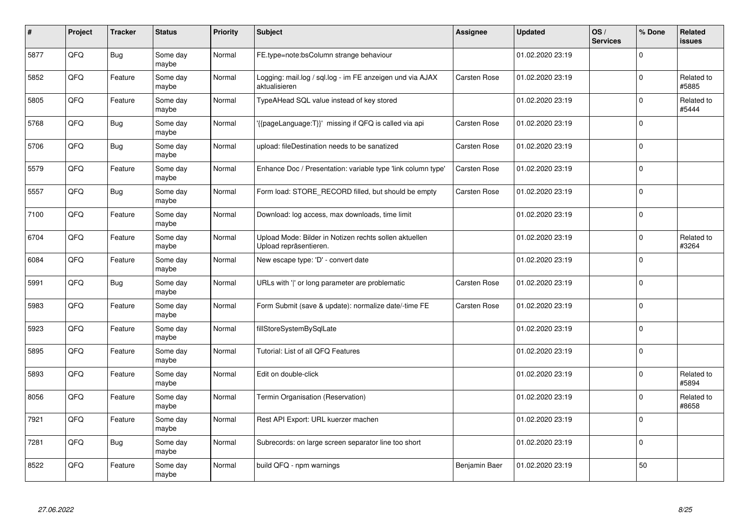| # | Project | Tracker | Status | Priority | Subject | Assignee | Updated | OS / Services | % Done | Related issues |
|---|---|---|---|---|---|---|---|---|---|---|
| 5877 | QFQ | Bug | Some day maybe | Normal | FE.type=note:bsColumn strange behaviour | | 01.02.2020 23:19 | | 0 | |
| 5852 | QFQ | Feature | Some day maybe | Normal | Logging: mail.log / sql.log - im FE anzeigen und via AJAX aktualisieren | Carsten Rose | 01.02.2020 23:19 | | 0 | Related to #5885 |
| 5805 | QFQ | Feature | Some day maybe | Normal | TypeAHead SQL value instead of key stored | | 01.02.2020 23:19 | | 0 | Related to #5444 |
| 5768 | QFQ | Bug | Some day maybe | Normal | '{{pageLanguage:T}}' missing if QFQ is called via api | Carsten Rose | 01.02.2020 23:19 | | 0 | |
| 5706 | QFQ | Bug | Some day maybe | Normal | upload: fileDestination needs to be sanatized | Carsten Rose | 01.02.2020 23:19 | | 0 | |
| 5579 | QFQ | Feature | Some day maybe | Normal | Enhance Doc / Presentation: variable type 'link column type' | Carsten Rose | 01.02.2020 23:19 | | 0 | |
| 5557 | QFQ | Bug | Some day maybe | Normal | Form load: STORE_RECORD filled, but should be empty | Carsten Rose | 01.02.2020 23:19 | | 0 | |
| 7100 | QFQ | Feature | Some day maybe | Normal | Download: log access, max downloads, time limit | | 01.02.2020 23:19 | | 0 | |
| 6704 | QFQ | Feature | Some day maybe | Normal | Upload Mode: Bilder in Notizen rechts sollen aktuellen Upload repräsentieren. | | 01.02.2020 23:19 | | 0 | Related to #3264 |
| 6084 | QFQ | Feature | Some day maybe | Normal | New escape type: 'D' - convert date | | 01.02.2020 23:19 | | 0 | |
| 5991 | QFQ | Bug | Some day maybe | Normal | URLs with '\|' or long parameter are problematic | Carsten Rose | 01.02.2020 23:19 | | 0 | |
| 5983 | QFQ | Feature | Some day maybe | Normal | Form Submit (save & update): normalize date/-time FE | Carsten Rose | 01.02.2020 23:19 | | 0 | |
| 5923 | QFQ | Feature | Some day maybe | Normal | fillStoreSystemBySqlLate | | 01.02.2020 23:19 | | 0 | |
| 5895 | QFQ | Feature | Some day maybe | Normal | Tutorial: List of all QFQ Features | | 01.02.2020 23:19 | | 0 | |
| 5893 | QFQ | Feature | Some day maybe | Normal | Edit on double-click | | 01.02.2020 23:19 | | 0 | Related to #5894 |
| 8056 | QFQ | Feature | Some day maybe | Normal | Termin Organisation (Reservation) | | 01.02.2020 23:19 | | 0 | Related to #8658 |
| 7921 | QFQ | Feature | Some day maybe | Normal | Rest API Export: URL kuerzer machen | | 01.02.2020 23:19 | | 0 | |
| 7281 | QFQ | Bug | Some day maybe | Normal | Subrecords: on large screen separator line too short | | 01.02.2020 23:19 | | 0 | |
| 8522 | QFQ | Feature | Some day maybe | Normal | build QFQ - npm warnings | Benjamin Baer | 01.02.2020 23:19 | | 50 | |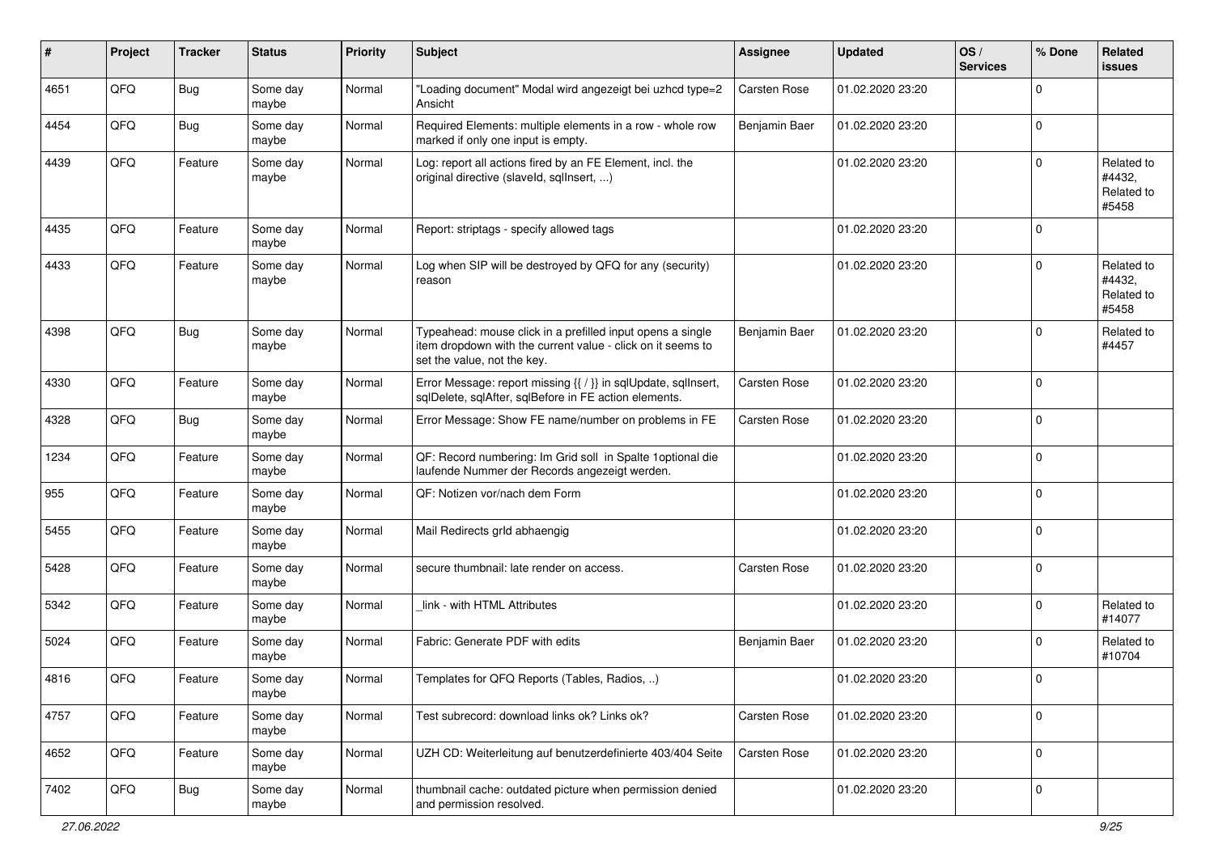| # | Project | Tracker | Status | Priority | Subject | Assignee | Updated | OS / Services | % Done | Related issues |
|---|---|---|---|---|---|---|---|---|---|---|
| 4651 | QFQ | Bug | Some day maybe | Normal | "Loading document" Modal wird angezeigt bei uzhcd type=2 Ansicht | Carsten Rose | 01.02.2020 23:20 | | 0 | |
| 4454 | QFQ | Bug | Some day maybe | Normal | Required Elements: multiple elements in a row - whole row marked if only one input is empty. | Benjamin Baer | 01.02.2020 23:20 | | 0 | |
| 4439 | QFQ | Feature | Some day maybe | Normal | Log: report all actions fired by an FE Element, incl. the original directive (slaveId, sqlInsert, ...) | | 01.02.2020 23:20 | | 0 | Related to #4432, Related to #5458 |
| 4435 | QFQ | Feature | Some day maybe | Normal | Report: striptags - specify allowed tags | | 01.02.2020 23:20 | | 0 | |
| 4433 | QFQ | Feature | Some day maybe | Normal | Log when SIP will be destroyed by QFQ for any (security) reason | | 01.02.2020 23:20 | | 0 | Related to #4432, Related to #5458 |
| 4398 | QFQ | Bug | Some day maybe | Normal | Typeahead: mouse click in a prefilled input opens a single item dropdown with the current value - click on it seems to set the value, not the key. | Benjamin Baer | 01.02.2020 23:20 | | 0 | Related to #4457 |
| 4330 | QFQ | Feature | Some day maybe | Normal | Error Message: report missing {{ / }} in sqlUpdate, sqlInsert, sqlDelete, sqlAfter, sqlBefore in FE action elements. | Carsten Rose | 01.02.2020 23:20 | | 0 | |
| 4328 | QFQ | Bug | Some day maybe | Normal | Error Message: Show FE name/number on problems in FE | Carsten Rose | 01.02.2020 23:20 | | 0 | |
| 1234 | QFQ | Feature | Some day maybe | Normal | QF: Record numbering: Im Grid soll in Spalte 1optional die laufende Nummer der Records angezeigt werden. | | 01.02.2020 23:20 | | 0 | |
| 955 | QFQ | Feature | Some day maybe | Normal | QF: Notizen vor/nach dem Form | | 01.02.2020 23:20 | | 0 | |
| 5455 | QFQ | Feature | Some day maybe | Normal | Mail Redirects grId abhaengig | | 01.02.2020 23:20 | | 0 | |
| 5428 | QFQ | Feature | Some day maybe | Normal | secure thumbnail: late render on access. | Carsten Rose | 01.02.2020 23:20 | | 0 | |
| 5342 | QFQ | Feature | Some day maybe | Normal | _link - with HTML Attributes | | 01.02.2020 23:20 | | 0 | Related to #14077 |
| 5024 | QFQ | Feature | Some day maybe | Normal | Fabric: Generate PDF with edits | Benjamin Baer | 01.02.2020 23:20 | | 0 | Related to #10704 |
| 4816 | QFQ | Feature | Some day maybe | Normal | Templates for QFQ Reports (Tables, Radios, ..) | | 01.02.2020 23:20 | | 0 | |
| 4757 | QFQ | Feature | Some day maybe | Normal | Test subrecord: download links ok? Links ok? | Carsten Rose | 01.02.2020 23:20 | | 0 | |
| 4652 | QFQ | Feature | Some day maybe | Normal | UZH CD: Weiterleitung auf benutzerdefinierte 403/404 Seite | Carsten Rose | 01.02.2020 23:20 | | 0 | |
| 7402 | QFQ | Bug | Some day maybe | Normal | thumbnail cache: outdated picture when permission denied and permission resolved. | | 01.02.2020 23:20 | | 0 | |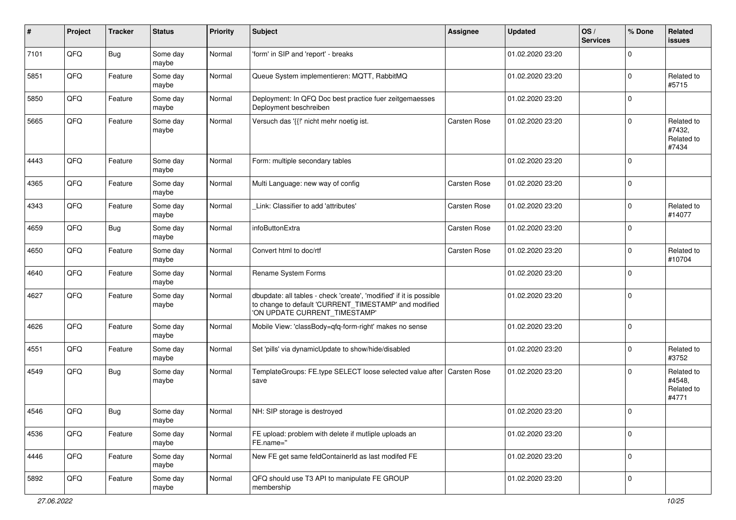| # | Project | Tracker | Status | Priority | Subject | Assignee | Updated | OS / Services | % Done | Related issues |
|---|---|---|---|---|---|---|---|---|---|---|
| 7101 | QFQ | Bug | Some day maybe | Normal | 'form' in SIP and 'report' - breaks | | 01.02.2020 23:20 | | 0 | |
| 5851 | QFQ | Feature | Some day maybe | Normal | Queue System implementieren: MQTT, RabbitMQ | | 01.02.2020 23:20 | | 0 | Related to #5715 |
| 5850 | QFQ | Feature | Some day maybe | Normal | Deployment: In QFQ Doc best practice fuer zeitgemaesses Deployment beschreiben | | 01.02.2020 23:20 | | 0 | |
| 5665 | QFQ | Feature | Some day maybe | Normal | Versuch das '{{!' nicht mehr noetig ist. | Carsten Rose | 01.02.2020 23:20 | | 0 | Related to #7432, Related to #7434 |
| 4443 | QFQ | Feature | Some day maybe | Normal | Form: multiple secondary tables | | 01.02.2020 23:20 | | 0 | |
| 4365 | QFQ | Feature | Some day maybe | Normal | Multi Language: new way of config | Carsten Rose | 01.02.2020 23:20 | | 0 | |
| 4343 | QFQ | Feature | Some day maybe | Normal | _Link: Classifier to add 'attributes' | Carsten Rose | 01.02.2020 23:20 | | 0 | Related to #14077 |
| 4659 | QFQ | Bug | Some day maybe | Normal | infoButtonExtra | Carsten Rose | 01.02.2020 23:20 | | 0 | |
| 4650 | QFQ | Feature | Some day maybe | Normal | Convert html to doc/rtf | Carsten Rose | 01.02.2020 23:20 | | 0 | Related to #10704 |
| 4640 | QFQ | Feature | Some day maybe | Normal | Rename System Forms | | 01.02.2020 23:20 | | 0 | |
| 4627 | QFQ | Feature | Some day maybe | Normal | dbupdate: all tables - check 'create', 'modified' if it is possible to change to default 'CURRENT_TIMESTAMP' and modified 'ON UPDATE CURRENT_TIMESTAMP' | | 01.02.2020 23:20 | | 0 | |
| 4626 | QFQ | Feature | Some day maybe | Normal | Mobile View: 'classBody=qfq-form-right' makes no sense | | 01.02.2020 23:20 | | 0 | |
| 4551 | QFQ | Feature | Some day maybe | Normal | Set 'pills' via dynamicUpdate to show/hide/disabled | | 01.02.2020 23:20 | | 0 | Related to #3752 |
| 4549 | QFQ | Bug | Some day maybe | Normal | TemplateGroups: FE.type SELECT loose selected value after save | Carsten Rose | 01.02.2020 23:20 | | 0 | Related to #4548, Related to #4771 |
| 4546 | QFQ | Bug | Some day maybe | Normal | NH: SIP storage is destroyed | | 01.02.2020 23:20 | | 0 | |
| 4536 | QFQ | Feature | Some day maybe | Normal | FE upload: problem with delete if mutliple uploads an FE.name='' | | 01.02.2020 23:20 | | 0 | |
| 4446 | QFQ | Feature | Some day maybe | Normal | New FE get same feldContainerId as last modifed FE | | 01.02.2020 23:20 | | 0 | |
| 5892 | QFQ | Feature | Some day maybe | Normal | QFQ should use T3 API to manipulate FE GROUP membership | | 01.02.2020 23:20 | | 0 | |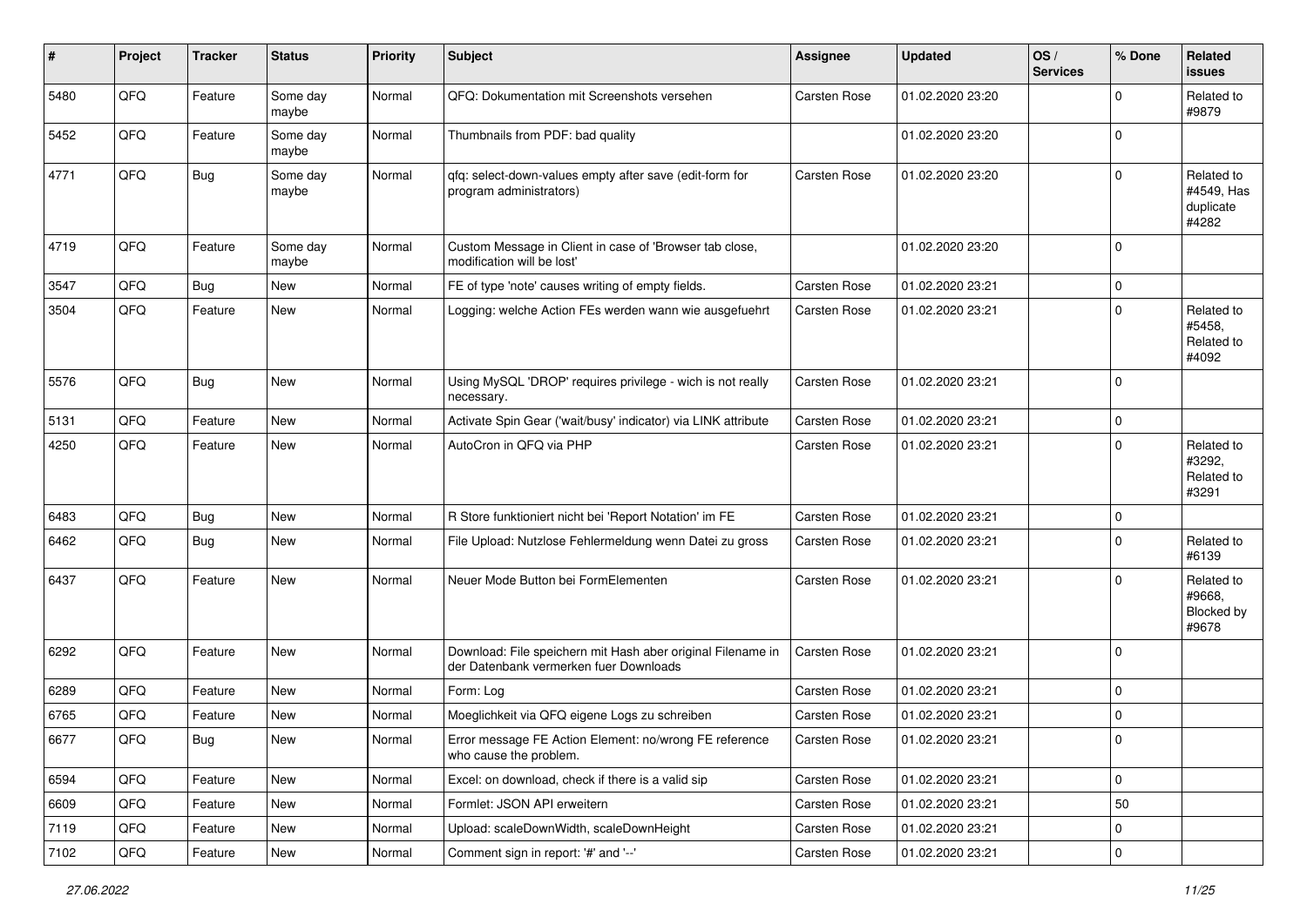| # | Project | Tracker | Status | Priority | Subject | Assignee | Updated | OS / Services | % Done | Related issues |
|---|---|---|---|---|---|---|---|---|---|---|
| 5480 | QFQ | Feature | Some day maybe | Normal | QFQ: Dokumentation mit Screenshots versehen | Carsten Rose | 01.02.2020 23:20 | | 0 | Related to #9879 |
| 5452 | QFQ | Feature | Some day maybe | Normal | Thumbnails from PDF: bad quality | | 01.02.2020 23:20 | | 0 | |
| 4771 | QFQ | Bug | Some day maybe | Normal | qfq: select-down-values empty after save (edit-form for program administrators) | Carsten Rose | 01.02.2020 23:20 | | 0 | Related to #4549, Has duplicate #4282 |
| 4719 | QFQ | Feature | Some day maybe | Normal | Custom Message in Client in case of 'Browser tab close, modification will be lost' | | 01.02.2020 23:20 | | 0 | |
| 3547 | QFQ | Bug | New | Normal | FE of type 'note' causes writing of empty fields. | Carsten Rose | 01.02.2020 23:21 | | 0 | |
| 3504 | QFQ | Feature | New | Normal | Logging: welche Action FEs werden wann wie ausgefuehrt | Carsten Rose | 01.02.2020 23:21 | | 0 | Related to #5458, Related to #4092 |
| 5576 | QFQ | Bug | New | Normal | Using MySQL 'DROP' requires privilege - wich is not really necessary. | Carsten Rose | 01.02.2020 23:21 | | 0 | |
| 5131 | QFQ | Feature | New | Normal | Activate Spin Gear ('wait/busy' indicator) via LINK attribute | Carsten Rose | 01.02.2020 23:21 | | 0 | |
| 4250 | QFQ | Feature | New | Normal | AutoCron in QFQ via PHP | Carsten Rose | 01.02.2020 23:21 | | 0 | Related to #3292, Related to #3291 |
| 6483 | QFQ | Bug | New | Normal | R Store funktioniert nicht bei 'Report Notation' im FE | Carsten Rose | 01.02.2020 23:21 | | 0 | |
| 6462 | QFQ | Bug | New | Normal | File Upload: Nutzlose Fehlermeldung wenn Datei zu gross | Carsten Rose | 01.02.2020 23:21 | | 0 | Related to #6139 |
| 6437 | QFQ | Feature | New | Normal | Neuer Mode Button bei FormElementen | Carsten Rose | 01.02.2020 23:21 | | 0 | Related to #9668, Blocked by #9678 |
| 6292 | QFQ | Feature | New | Normal | Download: File speichern mit Hash aber original Filename in der Datenbank vermerken fuer Downloads | Carsten Rose | 01.02.2020 23:21 | | 0 | |
| 6289 | QFQ | Feature | New | Normal | Form: Log | Carsten Rose | 01.02.2020 23:21 | | 0 | |
| 6765 | QFQ | Feature | New | Normal | Moeglichkeit via QFQ eigene Logs zu schreiben | Carsten Rose | 01.02.2020 23:21 | | 0 | |
| 6677 | QFQ | Bug | New | Normal | Error message FE Action Element: no/wrong FE reference who cause the problem. | Carsten Rose | 01.02.2020 23:21 | | 0 | |
| 6594 | QFQ | Feature | New | Normal | Excel: on download, check if there is a valid sip | Carsten Rose | 01.02.2020 23:21 | | 0 | |
| 6609 | QFQ | Feature | New | Normal | Formlet: JSON API erweitern | Carsten Rose | 01.02.2020 23:21 | | 50 | |
| 7119 | QFQ | Feature | New | Normal | Upload: scaleDownWidth, scaleDownHeight | Carsten Rose | 01.02.2020 23:21 | | 0 | |
| 7102 | QFQ | Feature | New | Normal | Comment sign in report: '#' and '--' | Carsten Rose | 01.02.2020 23:21 | | 0 | |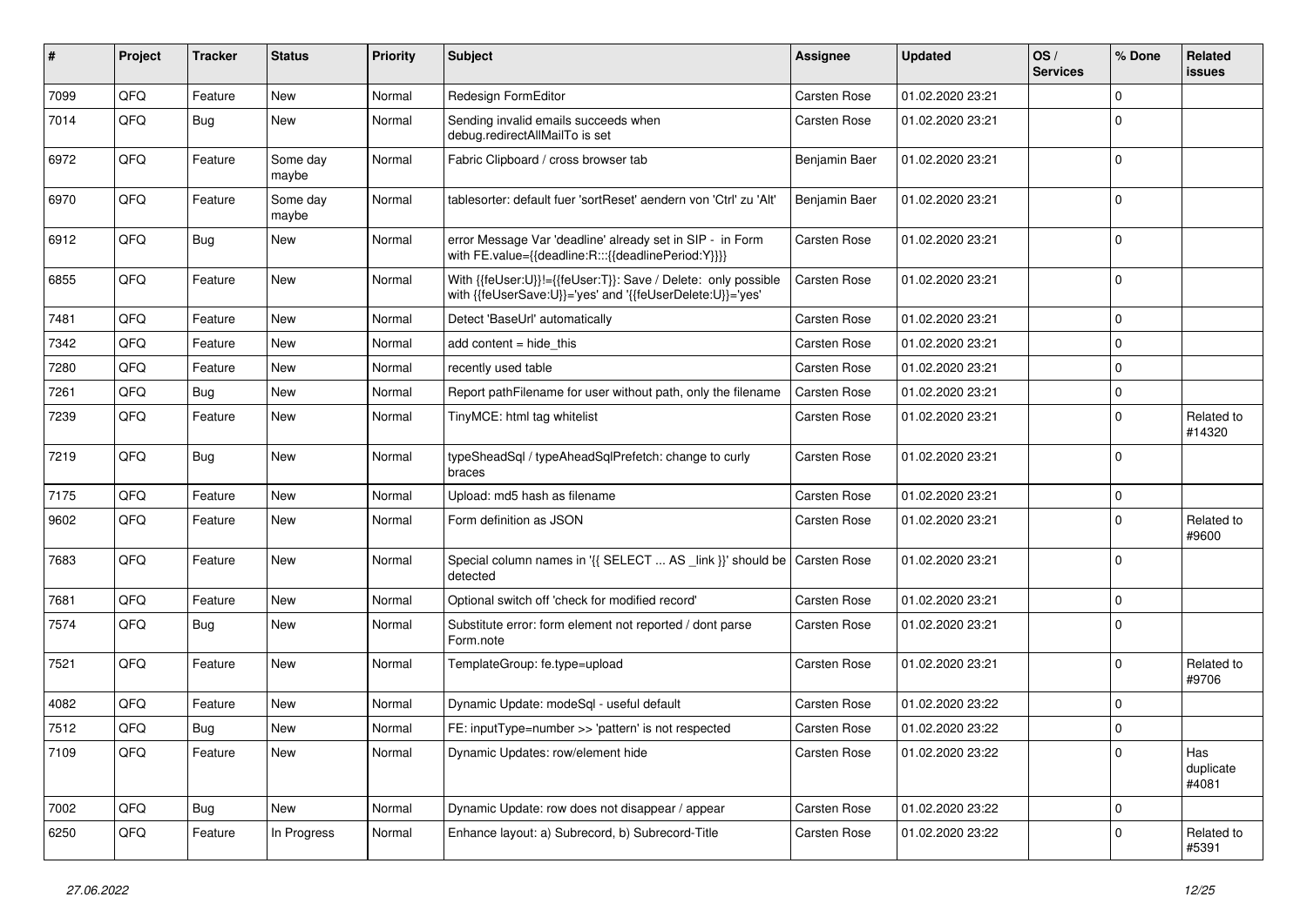| # | Project | Tracker | Status | Priority | Subject | Assignee | Updated | OS / Services | % Done | Related issues |
|---|---|---|---|---|---|---|---|---|---|---|
| 7099 | QFQ | Feature | New | Normal | Redesign FormEditor | Carsten Rose | 01.02.2020 23:21 | | 0 | |
| 7014 | QFQ | Bug | New | Normal | Sending invalid emails succeeds when debug.redirectAllMailTo is set | Carsten Rose | 01.02.2020 23:21 | | 0 | |
| 6972 | QFQ | Feature | Some day maybe | Normal | Fabric Clipboard / cross browser tab | Benjamin Baer | 01.02.2020 23:21 | | 0 | |
| 6970 | QFQ | Feature | Some day maybe | Normal | tablesorter: default fuer 'sortReset' aendern von 'Ctrl' zu 'Alt' | Benjamin Baer | 01.02.2020 23:21 | | 0 | |
| 6912 | QFQ | Bug | New | Normal | error Message Var 'deadline' already set in SIP - in Form with FE.value={{deadline:R:::{{deadlinePeriod:Y}}}} | Carsten Rose | 01.02.2020 23:21 | | 0 | |
| 6855 | QFQ | Feature | New | Normal | With {{feUser:U}}!={{feUser:T}}: Save / Delete: only possible with {{feUserSave:U}}='yes' and '{{feUserDelete:U}}='yes' | Carsten Rose | 01.02.2020 23:21 | | 0 | |
| 7481 | QFQ | Feature | New | Normal | Detect 'BaseUrl' automatically | Carsten Rose | 01.02.2020 23:21 | | 0 | |
| 7342 | QFQ | Feature | New | Normal | add content = hide_this | Carsten Rose | 01.02.2020 23:21 | | 0 | |
| 7280 | QFQ | Feature | New | Normal | recently used table | Carsten Rose | 01.02.2020 23:21 | | 0 | |
| 7261 | QFQ | Bug | New | Normal | Report pathFilename for user without path, only the filename | Carsten Rose | 01.02.2020 23:21 | | 0 | |
| 7239 | QFQ | Feature | New | Normal | TinyMCE: html tag whitelist | Carsten Rose | 01.02.2020 23:21 | | 0 | Related to #14320 |
| 7219 | QFQ | Bug | New | Normal | typeSheadSql / typeAheadSqlPrefetch: change to curly braces | Carsten Rose | 01.02.2020 23:21 | | 0 | |
| 7175 | QFQ | Feature | New | Normal | Upload: md5 hash as filename | Carsten Rose | 01.02.2020 23:21 | | 0 | |
| 9602 | QFQ | Feature | New | Normal | Form definition as JSON | Carsten Rose | 01.02.2020 23:21 | | 0 | Related to #9600 |
| 7683 | QFQ | Feature | New | Normal | Special column names in '{{ SELECT ... AS _link }}' should be detected | Carsten Rose | 01.02.2020 23:21 | | 0 | |
| 7681 | QFQ | Feature | New | Normal | Optional switch off 'check for modified record' | Carsten Rose | 01.02.2020 23:21 | | 0 | |
| 7574 | QFQ | Bug | New | Normal | Substitute error: form element not reported / dont parse Form.note | Carsten Rose | 01.02.2020 23:21 | | 0 | |
| 7521 | QFQ | Feature | New | Normal | TemplateGroup: fe.type=upload | Carsten Rose | 01.02.2020 23:21 | | 0 | Related to #9706 |
| 4082 | QFQ | Feature | New | Normal | Dynamic Update: modeSql - useful default | Carsten Rose | 01.02.2020 23:22 | | 0 | |
| 7512 | QFQ | Bug | New | Normal | FE: inputType=number >> 'pattern' is not respected | Carsten Rose | 01.02.2020 23:22 | | 0 | |
| 7109 | QFQ | Feature | New | Normal | Dynamic Updates: row/element hide | Carsten Rose | 01.02.2020 23:22 | | 0 | Has duplicate #4081 |
| 7002 | QFQ | Bug | New | Normal | Dynamic Update: row does not disappear / appear | Carsten Rose | 01.02.2020 23:22 | | 0 | |
| 6250 | QFQ | Feature | In Progress | Normal | Enhance layout: a) Subrecord, b) Subrecord-Title | Carsten Rose | 01.02.2020 23:22 | | 0 | Related to #5391 |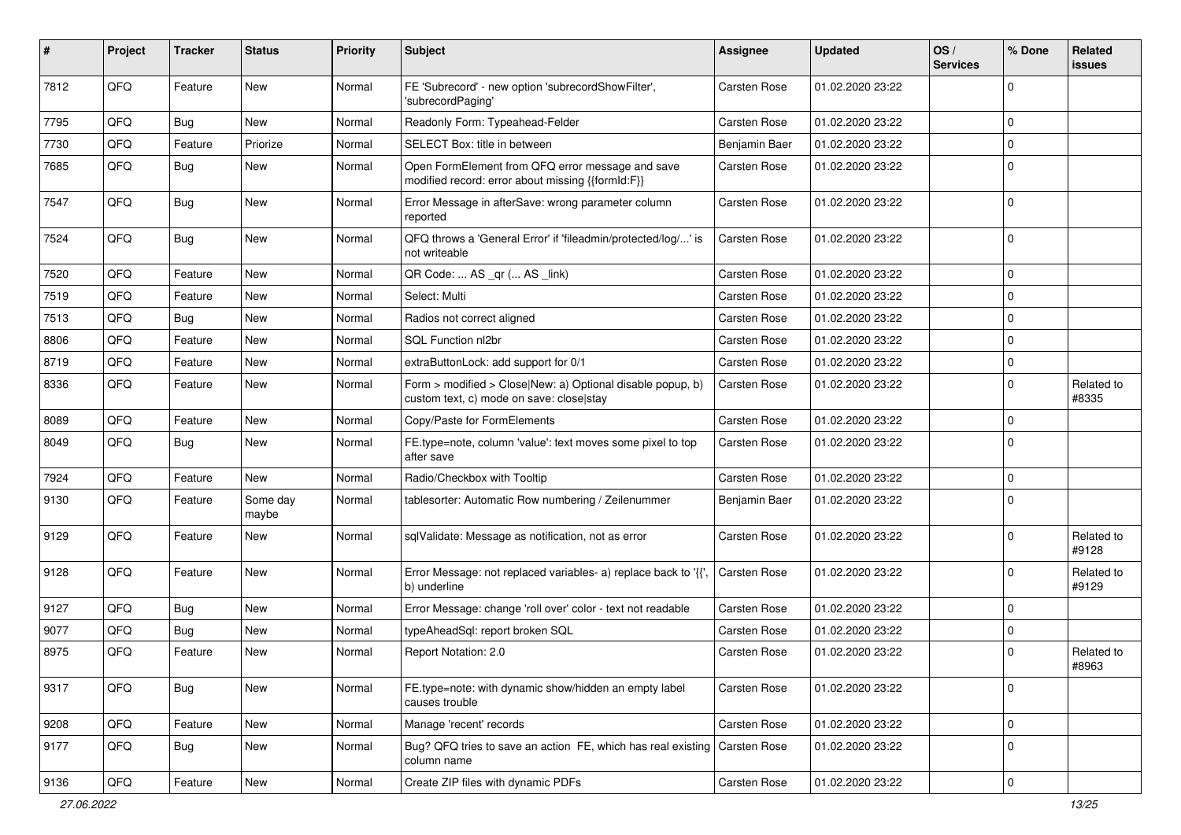| # | Project | Tracker | Status | Priority | Subject | Assignee | Updated | OS / Services | % Done | Related issues |
|---|---|---|---|---|---|---|---|---|---|---|
| 7812 | QFQ | Feature | New | Normal | FE 'Subrecord' - new option 'subrecordShowFilter', 'subrecordPaging' | Carsten Rose | 01.02.2020 23:22 | | 0 | |
| 7795 | QFQ | Bug | New | Normal | Readonly Form: Typeahead-Felder | Carsten Rose | 01.02.2020 23:22 | | 0 | |
| 7730 | QFQ | Feature | Priorize | Normal | SELECT Box: title in between | Benjamin Baer | 01.02.2020 23:22 | | 0 | |
| 7685 | QFQ | Bug | New | Normal | Open FormElement from QFQ error message and save modified record: error about missing {{formId:F}} | Carsten Rose | 01.02.2020 23:22 | | 0 | |
| 7547 | QFQ | Bug | New | Normal | Error Message in afterSave: wrong parameter column reported | Carsten Rose | 01.02.2020 23:22 | | 0 | |
| 7524 | QFQ | Bug | New | Normal | QFQ throws a 'General Error' if 'fileadmin/protected/log/...' is not writeable | Carsten Rose | 01.02.2020 23:22 | | 0 | |
| 7520 | QFQ | Feature | New | Normal | QR Code: ... AS _qr (... AS _link) | Carsten Rose | 01.02.2020 23:22 | | 0 | |
| 7519 | QFQ | Feature | New | Normal | Select: Multi | Carsten Rose | 01.02.2020 23:22 | | 0 | |
| 7513 | QFQ | Bug | New | Normal | Radios not correct aligned | Carsten Rose | 01.02.2020 23:22 | | 0 | |
| 8806 | QFQ | Feature | New | Normal | SQL Function nl2br | Carsten Rose | 01.02.2020 23:22 | | 0 | |
| 8719 | QFQ | Feature | New | Normal | extraButtonLock: add support for 0/1 | Carsten Rose | 01.02.2020 23:22 | | 0 | |
| 8336 | QFQ | Feature | New | Normal | Form > modified > Close\|New: a) Optional disable popup, b) custom text, c) mode on save: close\|stay | Carsten Rose | 01.02.2020 23:22 | | 0 | Related to #8335 |
| 8089 | QFQ | Feature | New | Normal | Copy/Paste for FormElements | Carsten Rose | 01.02.2020 23:22 | | 0 | |
| 8049 | QFQ | Bug | New | Normal | FE.type=note, column 'value': text moves some pixel to top after save | Carsten Rose | 01.02.2020 23:22 | | 0 | |
| 7924 | QFQ | Feature | New | Normal | Radio/Checkbox with Tooltip | Carsten Rose | 01.02.2020 23:22 | | 0 | |
| 9130 | QFQ | Feature | Some day maybe | Normal | tablesorter: Automatic Row numbering / Zeilenummer | Benjamin Baer | 01.02.2020 23:22 | | 0 | |
| 9129 | QFQ | Feature | New | Normal | sqlValidate: Message as notification, not as error | Carsten Rose | 01.02.2020 23:22 | | 0 | Related to #9128 |
| 9128 | QFQ | Feature | New | Normal | Error Message: not replaced variables- a) replace back to '{{', b) underline | Carsten Rose | 01.02.2020 23:22 | | 0 | Related to #9129 |
| 9127 | QFQ | Bug | New | Normal | Error Message: change 'roll over' color - text not readable | Carsten Rose | 01.02.2020 23:22 | | 0 | |
| 9077 | QFQ | Bug | New | Normal | typeAheadSql: report broken SQL | Carsten Rose | 01.02.2020 23:22 | | 0 | |
| 8975 | QFQ | Feature | New | Normal | Report Notation: 2.0 | Carsten Rose | 01.02.2020 23:22 | | 0 | Related to #8963 |
| 9317 | QFQ | Bug | New | Normal | FE.type=note: with dynamic show/hidden an empty label causes trouble | Carsten Rose | 01.02.2020 23:22 | | 0 | |
| 9208 | QFQ | Feature | New | Normal | Manage 'recent' records | Carsten Rose | 01.02.2020 23:22 | | 0 | |
| 9177 | QFQ | Bug | New | Normal | Bug? QFQ tries to save an action FE, which has real existing column name | Carsten Rose | 01.02.2020 23:22 | | 0 | |
| 9136 | QFQ | Feature | New | Normal | Create ZIP files with dynamic PDFs | Carsten Rose | 01.02.2020 23:22 | | 0 | |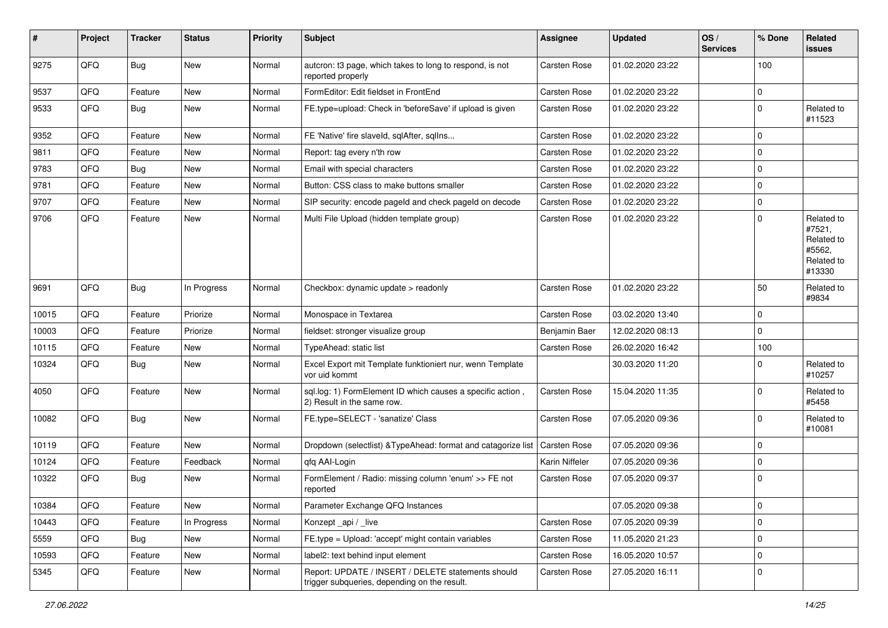| # | Project | Tracker | Status | Priority | Subject | Assignee | Updated | OS / Services | % Done | Related issues |
|---|---|---|---|---|---|---|---|---|---|---|
| 9275 | QFQ | Bug | New | Normal | autcron: t3 page, which takes to long to respond, is not reported properly | Carsten Rose | 01.02.2020 23:22 | | 100 | |
| 9537 | QFQ | Feature | New | Normal | FormEditor: Edit fieldset in FrontEnd | Carsten Rose | 01.02.2020 23:22 | | 0 | |
| 9533 | QFQ | Bug | New | Normal | FE.type=upload: Check in 'beforeSave' if upload is given | Carsten Rose | 01.02.2020 23:22 | | 0 | Related to #11523 |
| 9352 | QFQ | Feature | New | Normal | FE 'Native' fire slaveId, sqlAfter, sqlIns... | Carsten Rose | 01.02.2020 23:22 | | 0 | |
| 9811 | QFQ | Feature | New | Normal | Report: tag every n'th row | Carsten Rose | 01.02.2020 23:22 | | 0 | |
| 9783 | QFQ | Bug | New | Normal | Email with special characters | Carsten Rose | 01.02.2020 23:22 | | 0 | |
| 9781 | QFQ | Feature | New | Normal | Button: CSS class to make buttons smaller | Carsten Rose | 01.02.2020 23:22 | | 0 | |
| 9707 | QFQ | Feature | New | Normal | SIP security: encode pageId and check pageId on decode | Carsten Rose | 01.02.2020 23:22 | | 0 | |
| 9706 | QFQ | Feature | New | Normal | Multi File Upload (hidden template group) | Carsten Rose | 01.02.2020 23:22 | | 0 | Related to #7521, Related to #5562, Related to #13330 |
| 9691 | QFQ | Bug | In Progress | Normal | Checkbox: dynamic update > readonly | Carsten Rose | 01.02.2020 23:22 | | 50 | Related to #9834 |
| 10015 | QFQ | Feature | Priorize | Normal | Monospace in Textarea | Carsten Rose | 03.02.2020 13:40 | | 0 | |
| 10003 | QFQ | Feature | Priorize | Normal | fieldset: stronger visualize group | Benjamin Baer | 12.02.2020 08:13 | | 0 | |
| 10115 | QFQ | Feature | New | Normal | TypeAhead: static list | Carsten Rose | 26.02.2020 16:42 | | 100 | |
| 10324 | QFQ | Bug | New | Normal | Excel Export mit Template funktioniert nur, wenn Template vor uid kommt | | 30.03.2020 11:20 | | 0 | Related to #10257 |
| 4050 | QFQ | Feature | New | Normal | sql.log: 1) FormElement ID which causes a specific action , 2) Result in the same row. | Carsten Rose | 15.04.2020 11:35 | | 0 | Related to #5458 |
| 10082 | QFQ | Bug | New | Normal | FE.type=SELECT - 'sanatize' Class | Carsten Rose | 07.05.2020 09:36 | | 0 | Related to #10081 |
| 10119 | QFQ | Feature | New | Normal | Dropdown (selectlist) &TypeAhead: format and catagorize list | Carsten Rose | 07.05.2020 09:36 | | 0 | |
| 10124 | QFQ | Feature | Feedback | Normal | qfq AAI-Login | Karin Niffeler | 07.05.2020 09:36 | | 0 | |
| 10322 | QFQ | Bug | New | Normal | FormElement / Radio: missing column 'enum' >> FE not reported | Carsten Rose | 07.05.2020 09:37 | | 0 | |
| 10384 | QFQ | Feature | New | Normal | Parameter Exchange QFQ Instances | | 07.05.2020 09:38 | | 0 | |
| 10443 | QFQ | Feature | In Progress | Normal | Konzept _api / _live | Carsten Rose | 07.05.2020 09:39 | | 0 | |
| 5559 | QFQ | Bug | New | Normal | FE.type = Upload: 'accept' might contain variables | Carsten Rose | 11.05.2020 21:23 | | 0 | |
| 10593 | QFQ | Feature | New | Normal | label2: text behind input element | Carsten Rose | 16.05.2020 10:57 | | 0 | |
| 5345 | QFQ | Feature | New | Normal | Report: UPDATE / INSERT / DELETE statements should trigger subqueries, depending on the result. | Carsten Rose | 27.05.2020 16:11 | | 0 | |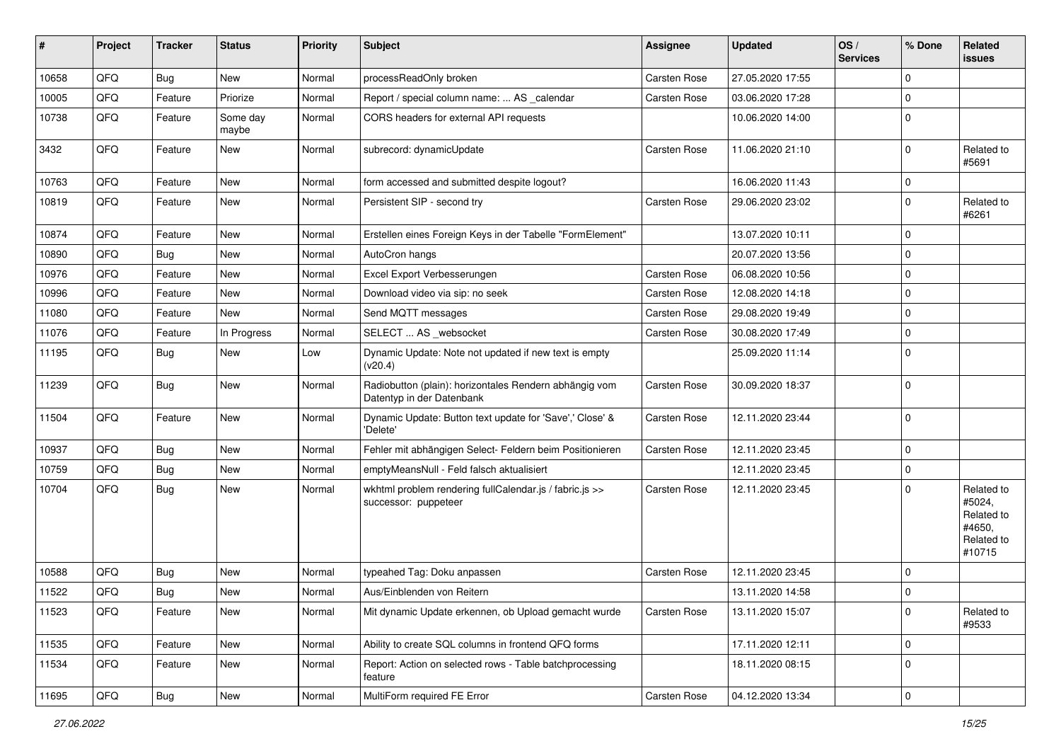| # | Project | Tracker | Status | Priority | Subject | Assignee | Updated | OS / Services | % Done | Related issues |
|---|---|---|---|---|---|---|---|---|---|---|
| 10658 | QFQ | Bug | New | Normal | processReadOnly broken | Carsten Rose | 27.05.2020 17:55 | | 0 | |
| 10005 | QFQ | Feature | Priorize | Normal | Report / special column name: ... AS _calendar | Carsten Rose | 03.06.2020 17:28 | | 0 | |
| 10738 | QFQ | Feature | Some day maybe | Normal | CORS headers for external API requests | | 10.06.2020 14:00 | | 0 | |
| 3432 | QFQ | Feature | New | Normal | subrecord: dynamicUpdate | Carsten Rose | 11.06.2020 21:10 | | 0 | Related to #5691 |
| 10763 | QFQ | Feature | New | Normal | form accessed and submitted despite logout? | | 16.06.2020 11:43 | | 0 | |
| 10819 | QFQ | Feature | New | Normal | Persistent SIP - second try | Carsten Rose | 29.06.2020 23:02 | | 0 | Related to #6261 |
| 10874 | QFQ | Feature | New | Normal | Erstellen eines Foreign Keys in der Tabelle "FormElement" | | 13.07.2020 10:11 | | 0 | |
| 10890 | QFQ | Bug | New | Normal | AutoCron hangs | | 20.07.2020 13:56 | | 0 | |
| 10976 | QFQ | Feature | New | Normal | Excel Export Verbesserungen | Carsten Rose | 06.08.2020 10:56 | | 0 | |
| 10996 | QFQ | Feature | New | Normal | Download video via sip: no seek | Carsten Rose | 12.08.2020 14:18 | | 0 | |
| 11080 | QFQ | Feature | New | Normal | Send MQTT messages | Carsten Rose | 29.08.2020 19:49 | | 0 | |
| 11076 | QFQ | Feature | In Progress | Normal | SELECT ... AS _websocket | Carsten Rose | 30.08.2020 17:49 | | 0 | |
| 11195 | QFQ | Bug | New | Low | Dynamic Update: Note not updated if new text is empty (v20.4) | | 25.09.2020 11:14 | | 0 | |
| 11239 | QFQ | Bug | New | Normal | Radiobutton (plain): horizontales Rendern abhängig vom Datentyp in der Datenbank | Carsten Rose | 30.09.2020 18:37 | | 0 | |
| 11504 | QFQ | Feature | New | Normal | Dynamic Update: Button text update for 'Save',' Close' & 'Delete' | Carsten Rose | 12.11.2020 23:44 | | 0 | |
| 10937 | QFQ | Bug | New | Normal | Fehler mit abhängigen Select- Feldern beim Positionieren | Carsten Rose | 12.11.2020 23:45 | | 0 | |
| 10759 | QFQ | Bug | New | Normal | emptyMeansNull - Feld falsch aktualisiert | | 12.11.2020 23:45 | | 0 | |
| 10704 | QFQ | Bug | New | Normal | wkhtml problem rendering fullCalendar.js / fabric.js >> successor: puppeteer | Carsten Rose | 12.11.2020 23:45 | | 0 | Related to #5024, Related to #4650, Related to #10715 |
| 10588 | QFQ | Bug | New | Normal | typeahed Tag: Doku anpassen | Carsten Rose | 12.11.2020 23:45 | | 0 | |
| 11522 | QFQ | Bug | New | Normal | Aus/Einblenden von Reitern | | 13.11.2020 14:58 | | 0 | |
| 11523 | QFQ | Feature | New | Normal | Mit dynamic Update erkennen, ob Upload gemacht wurde | Carsten Rose | 13.11.2020 15:07 | | 0 | Related to #9533 |
| 11535 | QFQ | Feature | New | Normal | Ability to create SQL columns in frontend QFQ forms | | 17.11.2020 12:11 | | 0 | |
| 11534 | QFQ | Feature | New | Normal | Report: Action on selected rows - Table batchprocessing feature | | 18.11.2020 08:15 | | 0 | |
| 11695 | QFQ | Bug | New | Normal | MultiForm required FE Error | Carsten Rose | 04.12.2020 13:34 | | 0 | |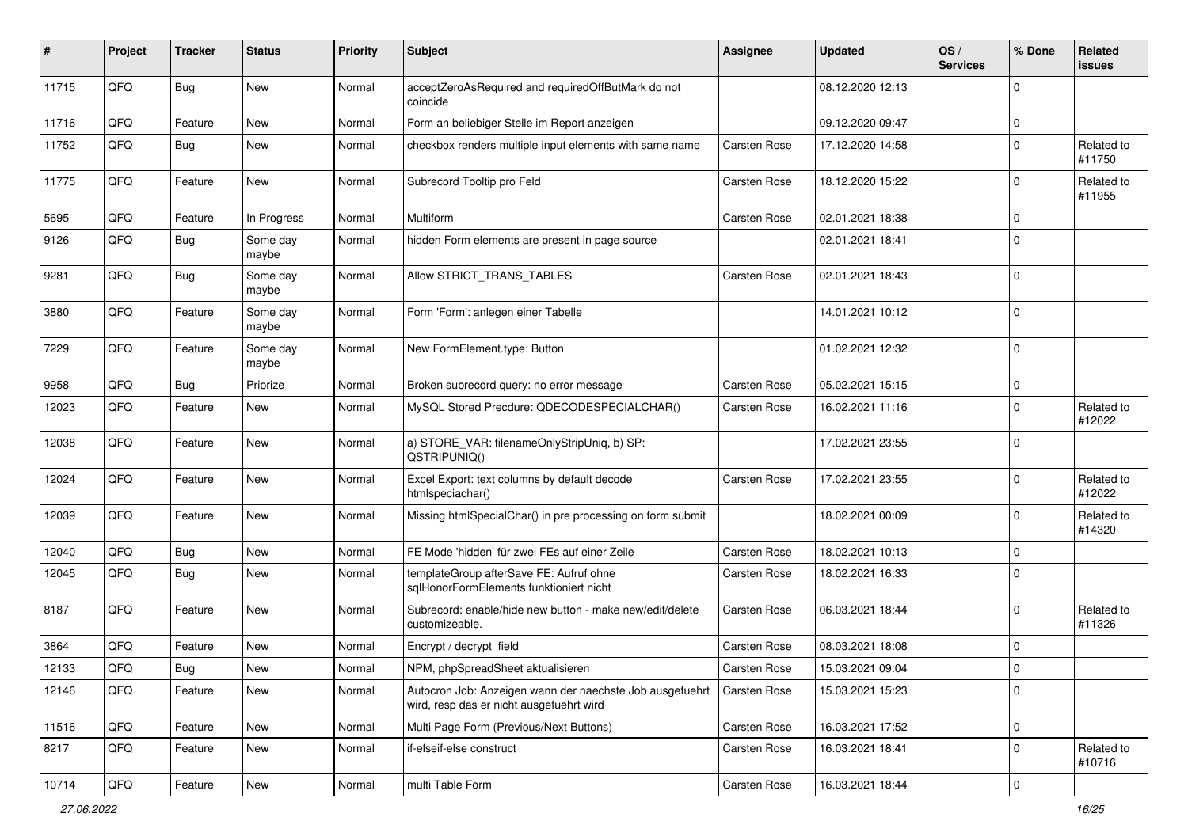| # | Project | Tracker | Status | Priority | Subject | Assignee | Updated | OS / Services | % Done | Related issues |
|---|---|---|---|---|---|---|---|---|---|---|
| 11715 | QFQ | Bug | New | Normal | acceptZeroAsRequired and requiredOffButMark do not coincide | | 08.12.2020 12:13 | | 0 | |
| 11716 | QFQ | Feature | New | Normal | Form an beliebiger Stelle im Report anzeigen | | 09.12.2020 09:47 | | 0 | |
| 11752 | QFQ | Bug | New | Normal | checkbox renders multiple input elements with same name | Carsten Rose | 17.12.2020 14:58 | | 0 | Related to #11750 |
| 11775 | QFQ | Feature | New | Normal | Subrecord Tooltip pro Feld | Carsten Rose | 18.12.2020 15:22 | | 0 | Related to #11955 |
| 5695 | QFQ | Feature | In Progress | Normal | Multiform | Carsten Rose | 02.01.2021 18:38 | | 0 | |
| 9126 | QFQ | Bug | Some day maybe | Normal | hidden Form elements are present in page source | | 02.01.2021 18:41 | | 0 | |
| 9281 | QFQ | Bug | Some day maybe | Normal | Allow STRICT_TRANS_TABLES | Carsten Rose | 02.01.2021 18:43 | | 0 | |
| 3880 | QFQ | Feature | Some day maybe | Normal | Form 'Form': anlegen einer Tabelle | | 14.01.2021 10:12 | | 0 | |
| 7229 | QFQ | Feature | Some day maybe | Normal | New FormElement.type: Button | | 01.02.2021 12:32 | | 0 | |
| 9958 | QFQ | Bug | Priorize | Normal | Broken subrecord query: no error message | Carsten Rose | 05.02.2021 15:15 | | 0 | |
| 12023 | QFQ | Feature | New | Normal | MySQL Stored Precdure: QDECODESPECIALCHAR() | Carsten Rose | 16.02.2021 11:16 | | 0 | Related to #12022 |
| 12038 | QFQ | Feature | New | Normal | a) STORE_VAR: filenameOnlyStripUniq, b) SP: QSTRIPUNIQ() | | 17.02.2021 23:55 | | 0 | |
| 12024 | QFQ | Feature | New | Normal | Excel Export: text columns by default decode htmlspeciachar() | Carsten Rose | 17.02.2021 23:55 | | 0 | Related to #12022 |
| 12039 | QFQ | Feature | New | Normal | Missing htmlSpecialChar() in pre processing on form submit | | 18.02.2021 00:09 | | 0 | Related to #14320 |
| 12040 | QFQ | Bug | New | Normal | FE Mode 'hidden' für zwei FEs auf einer Zeile | Carsten Rose | 18.02.2021 10:13 | | 0 | |
| 12045 | QFQ | Bug | New | Normal | templateGroup afterSave FE: Aufruf ohne sqlHonorFormElements funktioniert nicht | Carsten Rose | 18.02.2021 16:33 | | 0 | |
| 8187 | QFQ | Feature | New | Normal | Subrecord: enable/hide new button - make new/edit/delete customizeable. | Carsten Rose | 06.03.2021 18:44 | | 0 | Related to #11326 |
| 3864 | QFQ | Feature | New | Normal | Encrypt / decrypt field | Carsten Rose | 08.03.2021 18:08 | | 0 | |
| 12133 | QFQ | Bug | New | Normal | NPM, phpSpreadSheet aktualisieren | Carsten Rose | 15.03.2021 09:04 | | 0 | |
| 12146 | QFQ | Feature | New | Normal | Autocron Job: Anzeigen wann der naechste Job ausgefuehrt wird, resp das er nicht ausgefuehrt wird | Carsten Rose | 15.03.2021 15:23 | | 0 | |
| 11516 | QFQ | Feature | New | Normal | Multi Page Form (Previous/Next Buttons) | Carsten Rose | 16.03.2021 17:52 | | 0 | |
| 8217 | QFQ | Feature | New | Normal | if-elseif-else construct | Carsten Rose | 16.03.2021 18:41 | | 0 | Related to #10716 |
| 10714 | QFQ | Feature | New | Normal | multi Table Form | Carsten Rose | 16.03.2021 18:44 | | 0 | |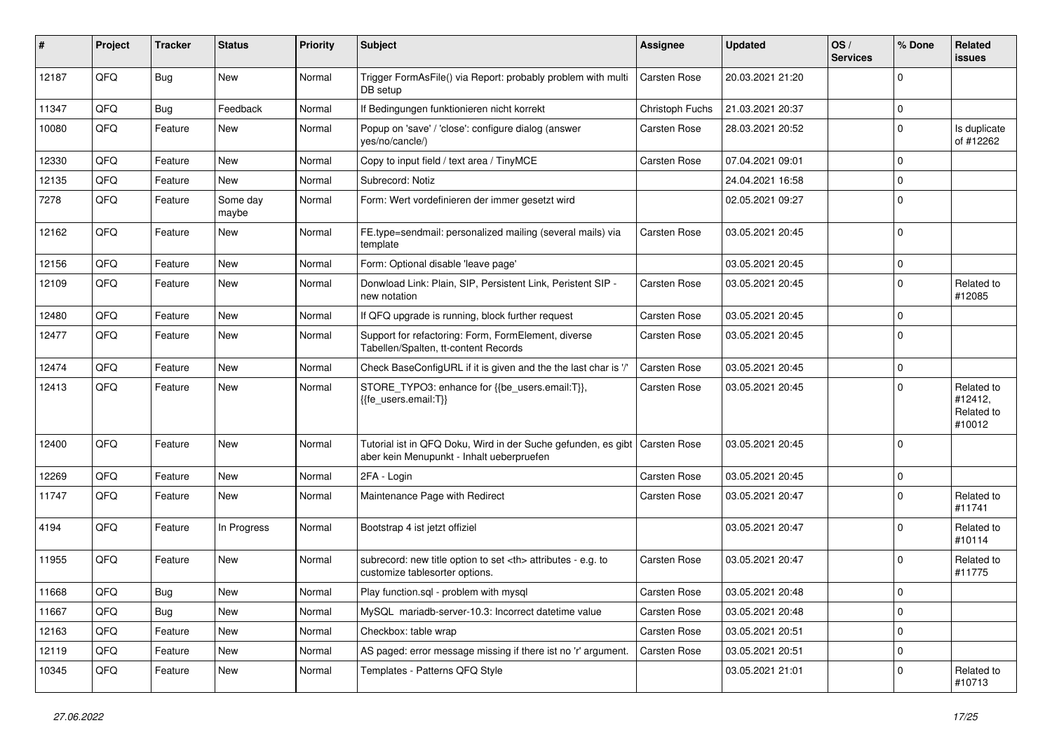| # | Project | Tracker | Status | Priority | Subject | Assignee | Updated | OS / Services | % Done | Related issues |
|---|---|---|---|---|---|---|---|---|---|---|
| 12187 | QFQ | Bug | New | Normal | Trigger FormAsFile() via Report: probably problem with multi DB setup | Carsten Rose | 20.03.2021 21:20 | | 0 | |
| 11347 | QFQ | Bug | Feedback | Normal | If Bedingungen funktionieren nicht korrekt | Christoph Fuchs | 21.03.2021 20:37 | | 0 | |
| 10080 | QFQ | Feature | New | Normal | Popup on 'save' / 'close': configure dialog (answer yes/no/cancle/) | Carsten Rose | 28.03.2021 20:52 | | 0 | Is duplicate of #12262 |
| 12330 | QFQ | Feature | New | Normal | Copy to input field / text area / TinyMCE | Carsten Rose | 07.04.2021 09:01 | | 0 | |
| 12135 | QFQ | Feature | New | Normal | Subrecord: Notiz | | 24.04.2021 16:58 | | 0 | |
| 7278 | QFQ | Feature | Some day maybe | Normal | Form: Wert vordefinieren der immer gesetzt wird | | 02.05.2021 09:27 | | 0 | |
| 12162 | QFQ | Feature | New | Normal | FE.type=sendmail: personalized mailing (several mails) via template | Carsten Rose | 03.05.2021 20:45 | | 0 | |
| 12156 | QFQ | Feature | New | Normal | Form: Optional disable 'leave page' | | 03.05.2021 20:45 | | 0 | |
| 12109 | QFQ | Feature | New | Normal | Donwload Link: Plain, SIP, Persistent Link, Peristent SIP - new notation | Carsten Rose | 03.05.2021 20:45 | | 0 | Related to #12085 |
| 12480 | QFQ | Feature | New | Normal | If QFQ upgrade is running, block further request | Carsten Rose | 03.05.2021 20:45 | | 0 | |
| 12477 | QFQ | Feature | New | Normal | Support for refactoring: Form, FormElement, diverse Tabellen/Spalten, tt-content Records | Carsten Rose | 03.05.2021 20:45 | | 0 | |
| 12474 | QFQ | Feature | New | Normal | Check BaseConfigURL if it is given and the the last char is '/' | Carsten Rose | 03.05.2021 20:45 | | 0 | |
| 12413 | QFQ | Feature | New | Normal | STORE_TYPO3: enhance for {{be_users.email:T}}, {{fe_users.email:T}} | Carsten Rose | 03.05.2021 20:45 | | 0 | Related to #12412, Related to #10012 |
| 12400 | QFQ | Feature | New | Normal | Tutorial ist in QFQ Doku, Wird in der Suche gefunden, es gibt aber kein Menupunkt - Inhalt ueberpruefen | Carsten Rose | 03.05.2021 20:45 | | 0 | |
| 12269 | QFQ | Feature | New | Normal | 2FA - Login | Carsten Rose | 03.05.2021 20:45 | | 0 | |
| 11747 | QFQ | Feature | New | Normal | Maintenance Page with Redirect | Carsten Rose | 03.05.2021 20:47 | | 0 | Related to #11741 |
| 4194 | QFQ | Feature | In Progress | Normal | Bootstrap 4 ist jetzt offiziel | | 03.05.2021 20:47 | | 0 | Related to #10114 |
| 11955 | QFQ | Feature | New | Normal | subrecord: new title option to set <th> attributes - e.g. to customize tablesorter options. | Carsten Rose | 03.05.2021 20:47 | | 0 | Related to #11775 |
| 11668 | QFQ | Bug | New | Normal | Play function.sql - problem with mysql | Carsten Rose | 03.05.2021 20:48 | | 0 | |
| 11667 | QFQ | Bug | New | Normal | MySQL mariadb-server-10.3: Incorrect datetime value | Carsten Rose | 03.05.2021 20:48 | | 0 | |
| 12163 | QFQ | Feature | New | Normal | Checkbox: table wrap | Carsten Rose | 03.05.2021 20:51 | | 0 | |
| 12119 | QFQ | Feature | New | Normal | AS paged: error message missing if there ist no 'r' argument. | Carsten Rose | 03.05.2021 20:51 | | 0 | |
| 10345 | QFQ | Feature | New | Normal | Templates - Patterns QFQ Style | | 03.05.2021 21:01 | | 0 | Related to #10713 |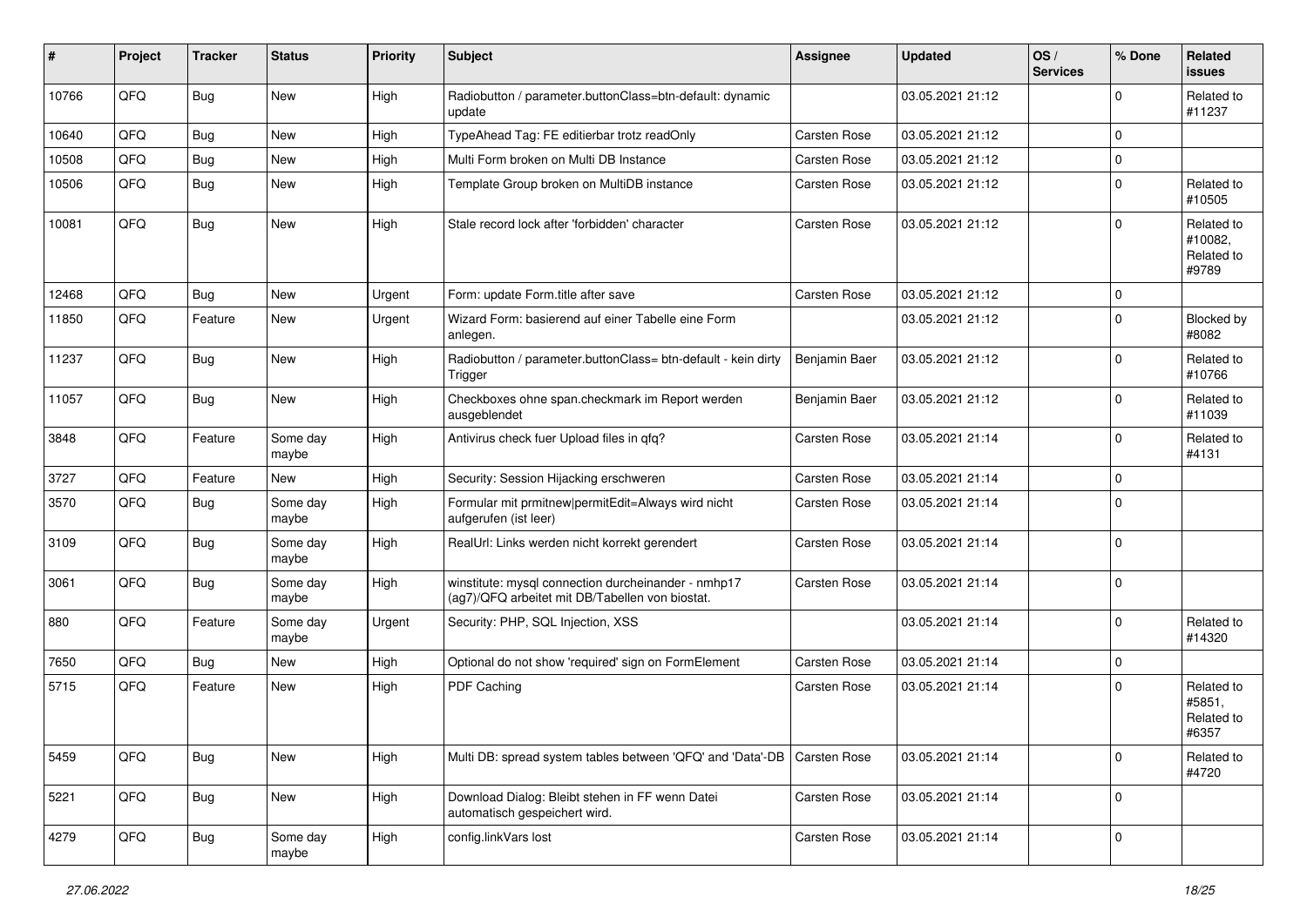| # | Project | Tracker | Status | Priority | Subject | Assignee | Updated | OS / Services | % Done | Related issues |
|---|---|---|---|---|---|---|---|---|---|---|
| 10766 | QFQ | Bug | New | High | Radiobutton / parameter.buttonClass=btn-default: dynamic update | | 03.05.2021 21:12 | | 0 | Related to #11237 |
| 10640 | QFQ | Bug | New | High | TypeAhead Tag: FE editierbar trotz readOnly | Carsten Rose | 03.05.2021 21:12 | | 0 | |
| 10508 | QFQ | Bug | New | High | Multi Form broken on Multi DB Instance | Carsten Rose | 03.05.2021 21:12 | | 0 | |
| 10506 | QFQ | Bug | New | High | Template Group broken on MultiDB instance | Carsten Rose | 03.05.2021 21:12 | | 0 | Related to #10505 |
| 10081 | QFQ | Bug | New | High | Stale record lock after 'forbidden' character | Carsten Rose | 03.05.2021 21:12 | | 0 | Related to #10082, Related to #9789 |
| 12468 | QFQ | Bug | New | Urgent | Form: update Form.title after save | Carsten Rose | 03.05.2021 21:12 | | 0 | |
| 11850 | QFQ | Feature | New | Urgent | Wizard Form: basierend auf einer Tabelle eine Form anlegen. | | 03.05.2021 21:12 | | 0 | Blocked by #8082 |
| 11237 | QFQ | Bug | New | High | Radiobutton / parameter.buttonClass= btn-default - kein dirty Trigger | Benjamin Baer | 03.05.2021 21:12 | | 0 | Related to #10766 |
| 11057 | QFQ | Bug | New | High | Checkboxes ohne span.checkmark im Report werden ausgeblendet | Benjamin Baer | 03.05.2021 21:12 | | 0 | Related to #11039 |
| 3848 | QFQ | Feature | Some day maybe | High | Antivirus check fuer Upload files in qfq? | Carsten Rose | 03.05.2021 21:14 | | 0 | Related to #4131 |
| 3727 | QFQ | Feature | New | High | Security: Session Hijacking erschweren | Carsten Rose | 03.05.2021 21:14 | | 0 | |
| 3570 | QFQ | Bug | Some day maybe | High | Formular mit prmitnew\|permitEdit=Always wird nicht aufgerufen (ist leer) | Carsten Rose | 03.05.2021 21:14 | | 0 | |
| 3109 | QFQ | Bug | Some day maybe | High | RealUrl: Links werden nicht korrekt gerendert | Carsten Rose | 03.05.2021 21:14 | | 0 | |
| 3061 | QFQ | Bug | Some day maybe | High | winstitute: mysql connection durcheinander - nmhp17 (ag7)/QFQ arbeitet mit DB/Tabellen von biostat. | Carsten Rose | 03.05.2021 21:14 | | 0 | |
| 880 | QFQ | Feature | Some day maybe | Urgent | Security: PHP, SQL Injection, XSS | | 03.05.2021 21:14 | | 0 | Related to #14320 |
| 7650 | QFQ | Bug | New | High | Optional do not show 'required' sign on FormElement | Carsten Rose | 03.05.2021 21:14 | | 0 | |
| 5715 | QFQ | Feature | New | High | PDF Caching | Carsten Rose | 03.05.2021 21:14 | | 0 | Related to #5851, Related to #6357 |
| 5459 | QFQ | Bug | New | High | Multi DB: spread system tables between 'QFQ' and 'Data'-DB | Carsten Rose | 03.05.2021 21:14 | | 0 | Related to #4720 |
| 5221 | QFQ | Bug | New | High | Download Dialog: Bleibt stehen in FF wenn Datei automatisch gespeichert wird. | Carsten Rose | 03.05.2021 21:14 | | 0 | |
| 4279 | QFQ | Bug | Some day maybe | High | config.linkVars lost | Carsten Rose | 03.05.2021 21:14 | | 0 | |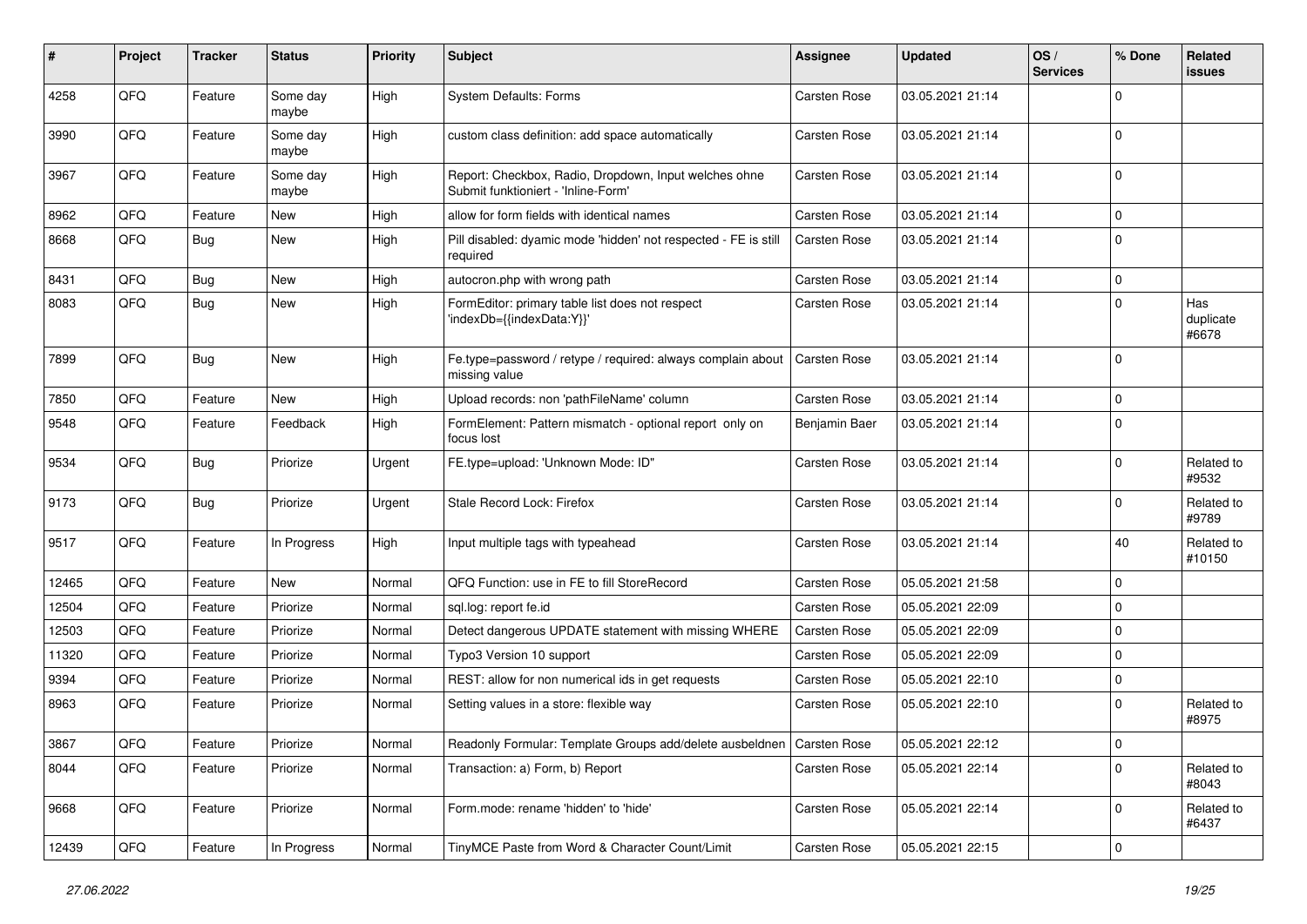| # | Project | Tracker | Status | Priority | Subject | Assignee | Updated | OS / Services | % Done | Related issues |
|---|---|---|---|---|---|---|---|---|---|---|
| 4258 | QFQ | Feature | Some day maybe | High | System Defaults: Forms | Carsten Rose | 03.05.2021 21:14 | | 0 | |
| 3990 | QFQ | Feature | Some day maybe | High | custom class definition: add space automatically | Carsten Rose | 03.05.2021 21:14 | | 0 | |
| 3967 | QFQ | Feature | Some day maybe | High | Report: Checkbox, Radio, Dropdown, Input welches ohne Submit funktioniert - 'Inline-Form' | Carsten Rose | 03.05.2021 21:14 | | 0 | |
| 8962 | QFQ | Feature | New | High | allow for form fields with identical names | Carsten Rose | 03.05.2021 21:14 | | 0 | |
| 8668 | QFQ | Bug | New | High | Pill disabled: dyamic mode 'hidden' not respected - FE is still required | Carsten Rose | 03.05.2021 21:14 | | 0 | |
| 8431 | QFQ | Bug | New | High | autocron.php with wrong path | Carsten Rose | 03.05.2021 21:14 | | 0 | |
| 8083 | QFQ | Bug | New | High | FormEditor: primary table list does not respect 'indexDb={{indexData:Y}}' | Carsten Rose | 03.05.2021 21:14 | | 0 | Has duplicate #6678 |
| 7899 | QFQ | Bug | New | High | Fe.type=password / retype / required: always complain about missing value | Carsten Rose | 03.05.2021 21:14 | | 0 | |
| 7850 | QFQ | Feature | New | High | Upload records: non 'pathFileName' column | Carsten Rose | 03.05.2021 21:14 | | 0 | |
| 9548 | QFQ | Feature | Feedback | High | FormElement: Pattern mismatch - optional report only on focus lost | Benjamin Baer | 03.05.2021 21:14 | | 0 | |
| 9534 | QFQ | Bug | Priorize | Urgent | FE.type=upload: 'Unknown Mode: ID" | Carsten Rose | 03.05.2021 21:14 | | 0 | Related to #9532 |
| 9173 | QFQ | Bug | Priorize | Urgent | Stale Record Lock: Firefox | Carsten Rose | 03.05.2021 21:14 | | 0 | Related to #9789 |
| 9517 | QFQ | Feature | In Progress | High | Input multiple tags with typeahead | Carsten Rose | 03.05.2021 21:14 | | 40 | Related to #10150 |
| 12465 | QFQ | Feature | New | Normal | QFQ Function: use in FE to fill StoreRecord | Carsten Rose | 05.05.2021 21:58 | | 0 | |
| 12504 | QFQ | Feature | Priorize | Normal | sql.log: report fe.id | Carsten Rose | 05.05.2021 22:09 | | 0 | |
| 12503 | QFQ | Feature | Priorize | Normal | Detect dangerous UPDATE statement with missing WHERE | Carsten Rose | 05.05.2021 22:09 | | 0 | |
| 11320 | QFQ | Feature | Priorize | Normal | Typo3 Version 10 support | Carsten Rose | 05.05.2021 22:09 | | 0 | |
| 9394 | QFQ | Feature | Priorize | Normal | REST: allow for non numerical ids in get requests | Carsten Rose | 05.05.2021 22:10 | | 0 | |
| 8963 | QFQ | Feature | Priorize | Normal | Setting values in a store: flexible way | Carsten Rose | 05.05.2021 22:10 | | 0 | Related to #8975 |
| 3867 | QFQ | Feature | Priorize | Normal | Readonly Formular: Template Groups add/delete ausbeldnen | Carsten Rose | 05.05.2021 22:12 | | 0 | |
| 8044 | QFQ | Feature | Priorize | Normal | Transaction: a) Form, b) Report | Carsten Rose | 05.05.2021 22:14 | | 0 | Related to #8043 |
| 9668 | QFQ | Feature | Priorize | Normal | Form.mode: rename 'hidden' to 'hide' | Carsten Rose | 05.05.2021 22:14 | | 0 | Related to #6437 |
| 12439 | QFQ | Feature | In Progress | Normal | TinyMCE Paste from Word & Character Count/Limit | Carsten Rose | 05.05.2021 22:15 | | 0 | |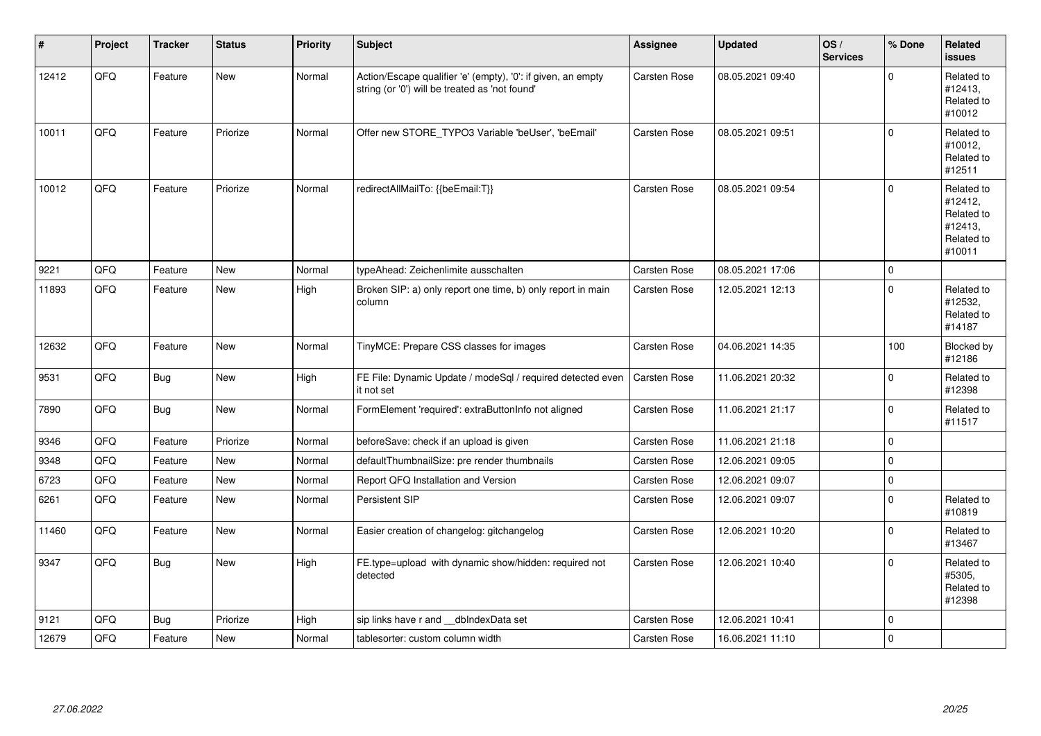| # | Project | Tracker | Status | Priority | Subject | Assignee | Updated | OS / Services | % Done | Related issues |
|---|---|---|---|---|---|---|---|---|---|---|
| 12412 | QFQ | Feature | New | Normal | Action/Escape qualifier 'e' (empty), '0': if given, an empty string (or '0') will be treated as 'not found' | Carsten Rose | 08.05.2021 09:40 | | 0 | Related to #12413, Related to #10012 |
| 10011 | QFQ | Feature | Priorize | Normal | Offer new STORE_TYPO3 Variable 'beUser', 'beEmail' | Carsten Rose | 08.05.2021 09:51 | | 0 | Related to #10012, Related to #12511 |
| 10012 | QFQ | Feature | Priorize | Normal | redirectAllMailTo: {{beEmail:T}} | Carsten Rose | 08.05.2021 09:54 | | 0 | Related to #12412, Related to #12413, Related to #10011 |
| 9221 | QFQ | Feature | New | Normal | typeAhead: Zeichenlimite ausschalten | Carsten Rose | 08.05.2021 17:06 | | 0 | |
| 11893 | QFQ | Feature | New | High | Broken SIP: a) only report one time, b) only report in main column | Carsten Rose | 12.05.2021 12:13 | | 0 | Related to #12532, Related to #14187 |
| 12632 | QFQ | Feature | New | Normal | TinyMCE: Prepare CSS classes for images | Carsten Rose | 04.06.2021 14:35 | | 100 | Blocked by #12186 |
| 9531 | QFQ | Bug | New | High | FE File: Dynamic Update / modeSql / required detected even it not set | Carsten Rose | 11.06.2021 20:32 | | 0 | Related to #12398 |
| 7890 | QFQ | Bug | New | Normal | FormElement 'required': extraButtonInfo not aligned | Carsten Rose | 11.06.2021 21:17 | | 0 | Related to #11517 |
| 9346 | QFQ | Feature | Priorize | Normal | beforeSave: check if an upload is given | Carsten Rose | 11.06.2021 21:18 | | 0 | |
| 9348 | QFQ | Feature | New | Normal | defaultThumbnailSize: pre render thumbnails | Carsten Rose | 12.06.2021 09:05 | | 0 | |
| 6723 | QFQ | Feature | New | Normal | Report QFQ Installation and Version | Carsten Rose | 12.06.2021 09:07 | | 0 | |
| 6261 | QFQ | Feature | New | Normal | Persistent SIP | Carsten Rose | 12.06.2021 09:07 | | 0 | Related to #10819 |
| 11460 | QFQ | Feature | New | Normal | Easier creation of changelog: gitchangelog | Carsten Rose | 12.06.2021 10:20 | | 0 | Related to #13467 |
| 9347 | QFQ | Bug | New | High | FE.type=upload with dynamic show/hidden: required not detected | Carsten Rose | 12.06.2021 10:40 | | 0 | Related to #5305, Related to #12398 |
| 9121 | QFQ | Bug | Priorize | High | sip links have r and __dbIndexData set | Carsten Rose | 12.06.2021 10:41 | | 0 | |
| 12679 | QFQ | Feature | New | Normal | tablesorter: custom column width | Carsten Rose | 16.06.2021 11:10 | | 0 | |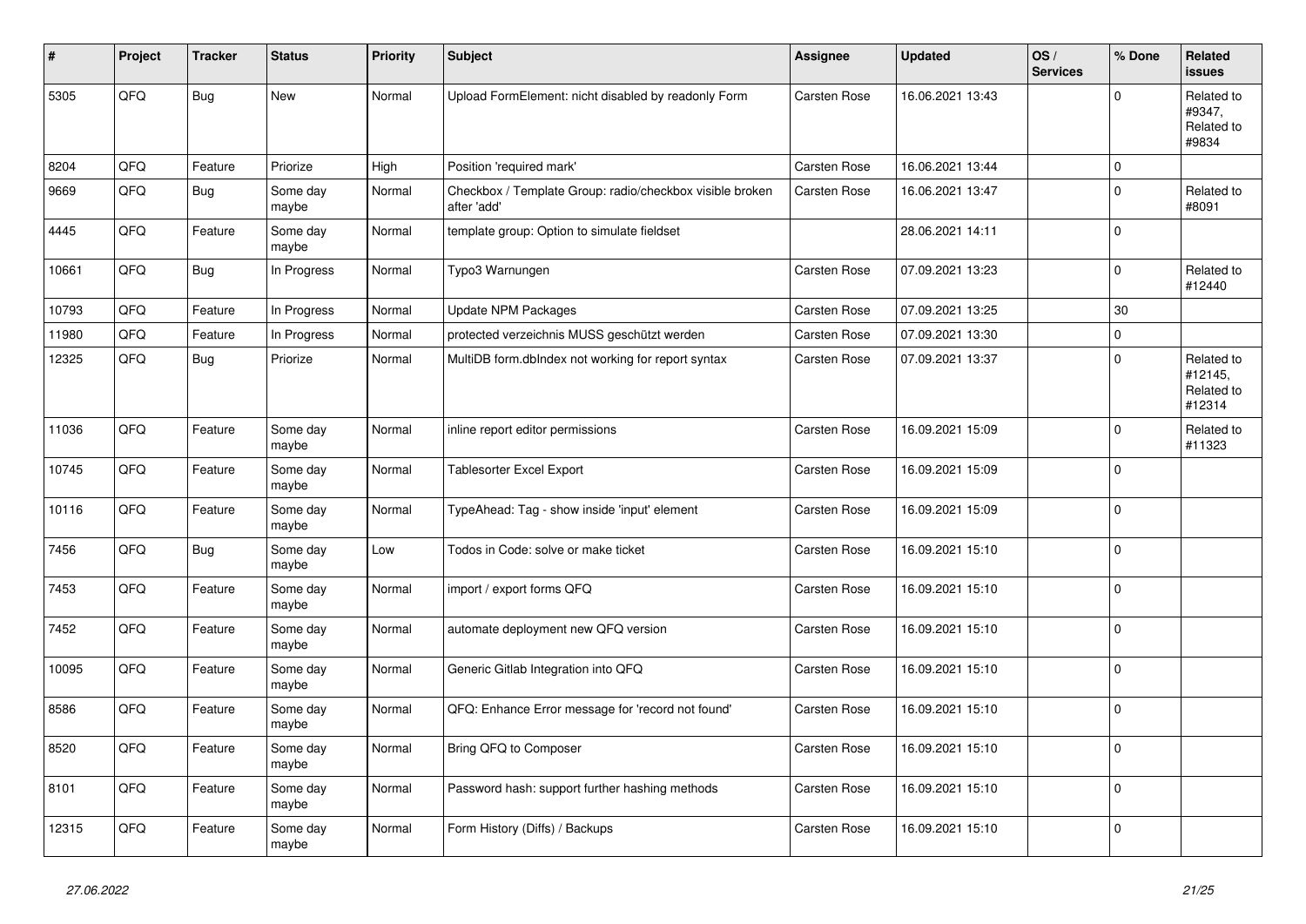| # | Project | Tracker | Status | Priority | Subject | Assignee | Updated | OS / Services | % Done | Related issues |
|---|---|---|---|---|---|---|---|---|---|---|
| 5305 | QFQ | Bug | New | Normal | Upload FormElement: nicht disabled by readonly Form | Carsten Rose | 16.06.2021 13:43 | | 0 | Related to #9347, Related to #9834 |
| 8204 | QFQ | Feature | Priorize | High | Position 'required mark' | Carsten Rose | 16.06.2021 13:44 | | 0 | |
| 9669 | QFQ | Bug | Some day maybe | Normal | Checkbox / Template Group: radio/checkbox visible broken after 'add' | Carsten Rose | 16.06.2021 13:47 | | 0 | Related to #8091 |
| 4445 | QFQ | Feature | Some day maybe | Normal | template group: Option to simulate fieldset | | 28.06.2021 14:11 | | 0 | |
| 10661 | QFQ | Bug | In Progress | Normal | Typo3 Warnungen | Carsten Rose | 07.09.2021 13:23 | | 0 | Related to #12440 |
| 10793 | QFQ | Feature | In Progress | Normal | Update NPM Packages | Carsten Rose | 07.09.2021 13:25 | | 30 | |
| 11980 | QFQ | Feature | In Progress | Normal | protected verzeichnis MUSS geschützt werden | Carsten Rose | 07.09.2021 13:30 | | 0 | |
| 12325 | QFQ | Bug | Priorize | Normal | MultiDB form.dbIndex not working for report syntax | Carsten Rose | 07.09.2021 13:37 | | 0 | Related to #12145, Related to #12314 |
| 11036 | QFQ | Feature | Some day maybe | Normal | inline report editor permissions | Carsten Rose | 16.09.2021 15:09 | | 0 | Related to #11323 |
| 10745 | QFQ | Feature | Some day maybe | Normal | Tablesorter Excel Export | Carsten Rose | 16.09.2021 15:09 | | 0 | |
| 10116 | QFQ | Feature | Some day maybe | Normal | TypeAhead: Tag - show inside 'input' element | Carsten Rose | 16.09.2021 15:09 | | 0 | |
| 7456 | QFQ | Bug | Some day maybe | Low | Todos in Code: solve or make ticket | Carsten Rose | 16.09.2021 15:10 | | 0 | |
| 7453 | QFQ | Feature | Some day maybe | Normal | import / export forms QFQ | Carsten Rose | 16.09.2021 15:10 | | 0 | |
| 7452 | QFQ | Feature | Some day maybe | Normal | automate deployment new QFQ version | Carsten Rose | 16.09.2021 15:10 | | 0 | |
| 10095 | QFQ | Feature | Some day maybe | Normal | Generic Gitlab Integration into QFQ | Carsten Rose | 16.09.2021 15:10 | | 0 | |
| 8586 | QFQ | Feature | Some day maybe | Normal | QFQ: Enhance Error message for 'record not found' | Carsten Rose | 16.09.2021 15:10 | | 0 | |
| 8520 | QFQ | Feature | Some day maybe | Normal | Bring QFQ to Composer | Carsten Rose | 16.09.2021 15:10 | | 0 | |
| 8101 | QFQ | Feature | Some day maybe | Normal | Password hash: support further hashing methods | Carsten Rose | 16.09.2021 15:10 | | 0 | |
| 12315 | QFQ | Feature | Some day maybe | Normal | Form History (Diffs) / Backups | Carsten Rose | 16.09.2021 15:10 | | 0 | |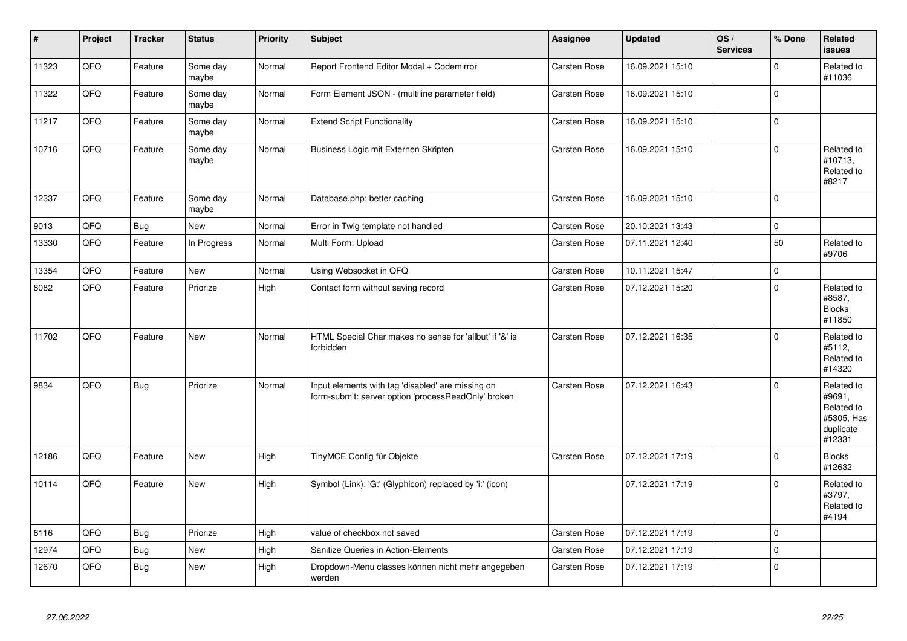| # | Project | Tracker | Status | Priority | Subject | Assignee | Updated | OS / Services | % Done | Related issues |
|---|---|---|---|---|---|---|---|---|---|---|
| 11323 | QFQ | Feature | Some day maybe | Normal | Report Frontend Editor Modal + Codemirror | Carsten Rose | 16.09.2021 15:10 | | 0 | Related to #11036 |
| 11322 | QFQ | Feature | Some day maybe | Normal | Form Element JSON - (multiline parameter field) | Carsten Rose | 16.09.2021 15:10 | | 0 | |
| 11217 | QFQ | Feature | Some day maybe | Normal | Extend Script Functionality | Carsten Rose | 16.09.2021 15:10 | | 0 | |
| 10716 | QFQ | Feature | Some day maybe | Normal | Business Logic mit Externen Skripten | Carsten Rose | 16.09.2021 15:10 | | 0 | Related to #10713, Related to #8217 |
| 12337 | QFQ | Feature | Some day maybe | Normal | Database.php: better caching | Carsten Rose | 16.09.2021 15:10 | | 0 | |
| 9013 | QFQ | Bug | New | Normal | Error in Twig template not handled | Carsten Rose | 20.10.2021 13:43 | | 0 | |
| 13330 | QFQ | Feature | In Progress | Normal | Multi Form: Upload | Carsten Rose | 07.11.2021 12:40 | | 50 | Related to #9706 |
| 13354 | QFQ | Feature | New | Normal | Using Websocket in QFQ | Carsten Rose | 10.11.2021 15:47 | | 0 | |
| 8082 | QFQ | Feature | Priorize | High | Contact form without saving record | Carsten Rose | 07.12.2021 15:20 | | 0 | Related to #8587, Blocks #11850 |
| 11702 | QFQ | Feature | New | Normal | HTML Special Char makes no sense for 'allbut' if '&' is forbidden | Carsten Rose | 07.12.2021 16:35 | | 0 | Related to #5112, Related to #14320 |
| 9834 | QFQ | Bug | Priorize | Normal | Input elements with tag 'disabled' are missing on form-submit: server option 'processReadOnly' broken | Carsten Rose | 07.12.2021 16:43 | | 0 | Related to #9691, Related to #5305, Has duplicate #12331 |
| 12186 | QFQ | Feature | New | High | TinyMCE Config für Objekte | Carsten Rose | 07.12.2021 17:19 | | 0 | Blocks #12632 |
| 10114 | QFQ | Feature | New | High | Symbol (Link): 'G:' (Glyphicon) replaced by 'i:' (icon) | | 07.12.2021 17:19 | | 0 | Related to #3797, Related to #4194 |
| 6116 | QFQ | Bug | Priorize | High | value of checkbox not saved | Carsten Rose | 07.12.2021 17:19 | | 0 | |
| 12974 | QFQ | Bug | New | High | Sanitize Queries in Action-Elements | Carsten Rose | 07.12.2021 17:19 | | 0 | |
| 12670 | QFQ | Bug | New | High | Dropdown-Menu classes können nicht mehr angegeben werden | Carsten Rose | 07.12.2021 17:19 | | 0 | |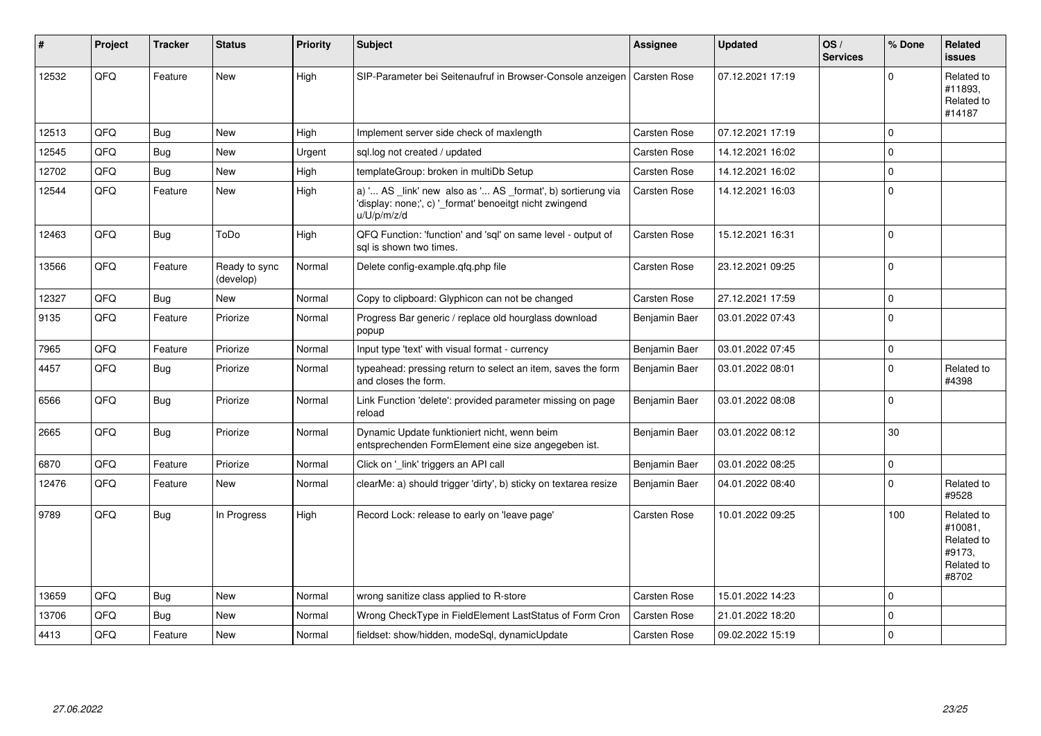| # | Project | Tracker | Status | Priority | Subject | Assignee | Updated | OS / Services | % Done | Related issues |
|---|---|---|---|---|---|---|---|---|---|---|
| 12532 | QFQ | Feature | New | High | SIP-Parameter bei Seitenaufruf in Browser-Console anzeigen | Carsten Rose | 07.12.2021 17:19 | | 0 | Related to #11893, Related to #14187 |
| 12513 | QFQ | Bug | New | High | Implement server side check of maxlength | Carsten Rose | 07.12.2021 17:19 | | 0 | |
| 12545 | QFQ | Bug | New | Urgent | sql.log not created / updated | Carsten Rose | 14.12.2021 16:02 | | 0 | |
| 12702 | QFQ | Bug | New | High | templateGroup: broken in multiDb Setup | Carsten Rose | 14.12.2021 16:02 | | 0 | |
| 12544 | QFQ | Feature | New | High | a) '... AS _link' new also as '... AS _format', b) sortierung via 'display: none;', c) '_format' benoeitgt nicht zwingend u/U/p/m/z/d | Carsten Rose | 14.12.2021 16:03 | | 0 | |
| 12463 | QFQ | Bug | ToDo | High | QFQ Function: 'function' and 'sql' on same level - output of sql is shown two times. | Carsten Rose | 15.12.2021 16:31 | | 0 | |
| 13566 | QFQ | Feature | Ready to sync (develop) | Normal | Delete config-example.qfq.php file | Carsten Rose | 23.12.2021 09:25 | | 0 | |
| 12327 | QFQ | Bug | New | Normal | Copy to clipboard: Glyphicon can not be changed | Carsten Rose | 27.12.2021 17:59 | | 0 | |
| 9135 | QFQ | Feature | Priorize | Normal | Progress Bar generic / replace old hourglass download popup | Benjamin Baer | 03.01.2022 07:43 | | 0 | |
| 7965 | QFQ | Feature | Priorize | Normal | Input type 'text' with visual format - currency | Benjamin Baer | 03.01.2022 07:45 | | 0 | |
| 4457 | QFQ | Bug | Priorize | Normal | typeahead: pressing return to select an item, saves the form and closes the form. | Benjamin Baer | 03.01.2022 08:01 | | 0 | Related to #4398 |
| 6566 | QFQ | Bug | Priorize | Normal | Link Function 'delete': provided parameter missing on page reload | Benjamin Baer | 03.01.2022 08:08 | | 0 | |
| 2665 | QFQ | Bug | Priorize | Normal | Dynamic Update funktioniert nicht, wenn beim entsprechenden FormElement eine size angegeben ist. | Benjamin Baer | 03.01.2022 08:12 | | 30 | |
| 6870 | QFQ | Feature | Priorize | Normal | Click on '_link' triggers an API call | Benjamin Baer | 03.01.2022 08:25 | | 0 | |
| 12476 | QFQ | Feature | New | Normal | clearMe: a) should trigger 'dirty', b) sticky on textarea resize | Benjamin Baer | 04.01.2022 08:40 | | 0 | Related to #9528 |
| 9789 | QFQ | Bug | In Progress | High | Record Lock: release to early on 'leave page' | Carsten Rose | 10.01.2022 09:25 | | 100 | Related to #10081, Related to #9173, Related to #8702 |
| 13659 | QFQ | Bug | New | Normal | wrong sanitize class applied to R-store | Carsten Rose | 15.01.2022 14:23 | | 0 | |
| 13706 | QFQ | Bug | New | Normal | Wrong CheckType in FieldElement LastStatus of Form Cron | Carsten Rose | 21.01.2022 18:20 | | 0 | |
| 4413 | QFQ | Feature | New | Normal | fieldset: show/hidden, modeSql, dynamicUpdate | Carsten Rose | 09.02.2022 15:19 | | 0 | |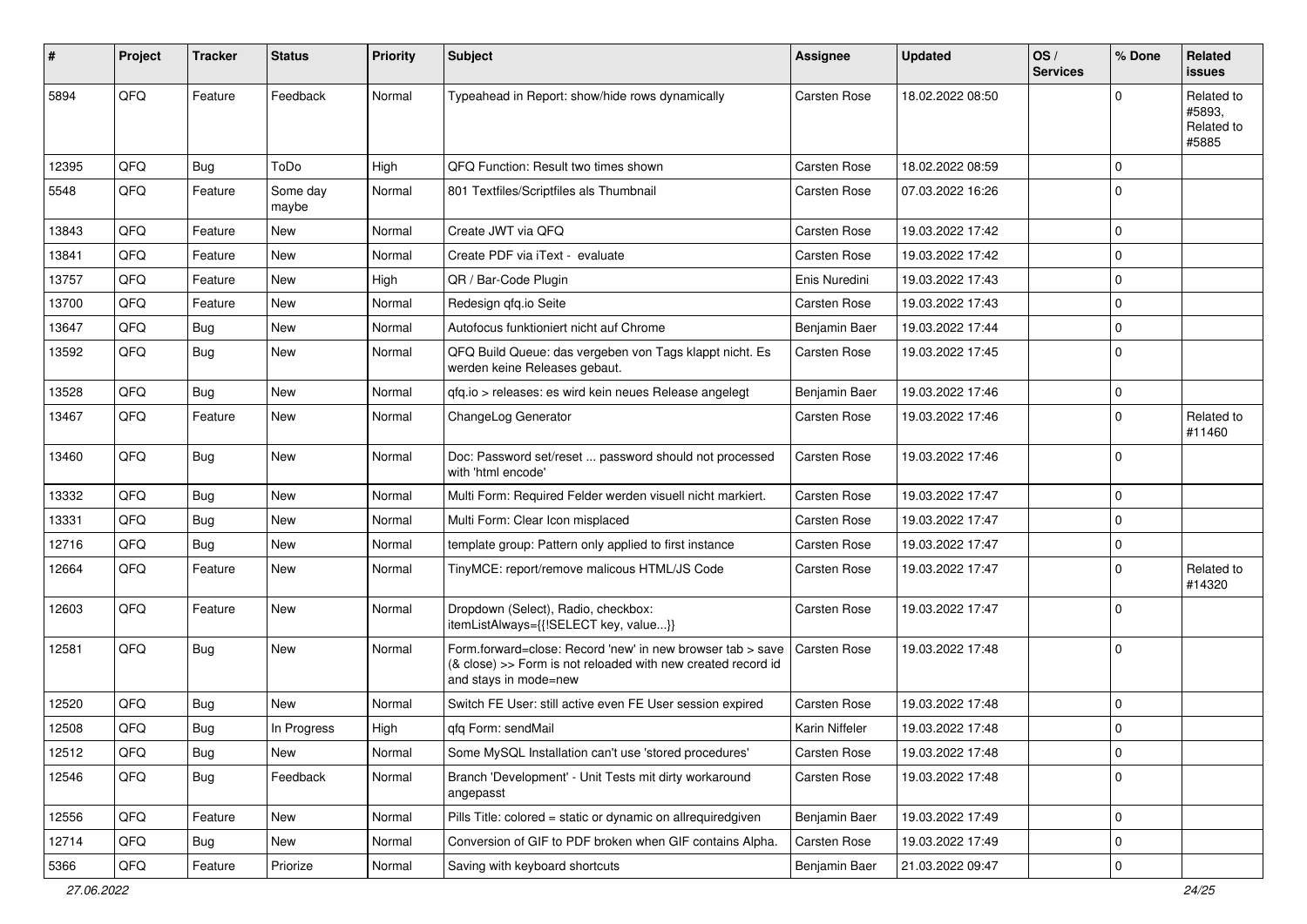| # | Project | Tracker | Status | Priority | Subject | Assignee | Updated | OS / Services | % Done | Related issues |
|---|---|---|---|---|---|---|---|---|---|---|
| 5894 | QFQ | Feature | Feedback | Normal | Typeahead in Report: show/hide rows dynamically | Carsten Rose | 18.02.2022 08:50 | | 0 | Related to #5893, Related to #5885 |
| 12395 | QFQ | Bug | ToDo | High | QFQ Function: Result two times shown | Carsten Rose | 18.02.2022 08:59 | | 0 | |
| 5548 | QFQ | Feature | Some day maybe | Normal | 801 Textfiles/Scriptfiles als Thumbnail | Carsten Rose | 07.03.2022 16:26 | | 0 | |
| 13843 | QFQ | Feature | New | Normal | Create JWT via QFQ | Carsten Rose | 19.03.2022 17:42 | | 0 | |
| 13841 | QFQ | Feature | New | Normal | Create PDF via iText - evaluate | Carsten Rose | 19.03.2022 17:42 | | 0 | |
| 13757 | QFQ | Feature | New | High | QR / Bar-Code Plugin | Enis Nuredini | 19.03.2022 17:43 | | 0 | |
| 13700 | QFQ | Feature | New | Normal | Redesign qfq.io Seite | Carsten Rose | 19.03.2022 17:43 | | 0 | |
| 13647 | QFQ | Bug | New | Normal | Autofocus funktioniert nicht auf Chrome | Benjamin Baer | 19.03.2022 17:44 | | 0 | |
| 13592 | QFQ | Bug | New | Normal | QFQ Build Queue: das vergeben von Tags klappt nicht. Es werden keine Releases gebaut. | Carsten Rose | 19.03.2022 17:45 | | 0 | |
| 13528 | QFQ | Bug | New | Normal | qfq.io > releases: es wird kein neues Release angelegt | Benjamin Baer | 19.03.2022 17:46 | | 0 | |
| 13467 | QFQ | Feature | New | Normal | ChangeLog Generator | Carsten Rose | 19.03.2022 17:46 | | 0 | Related to #11460 |
| 13460 | QFQ | Bug | New | Normal | Doc: Password set/reset ... password should not processed with 'html encode' | Carsten Rose | 19.03.2022 17:46 | | 0 | |
| 13332 | QFQ | Bug | New | Normal | Multi Form: Required Felder werden visuell nicht markiert. | Carsten Rose | 19.03.2022 17:47 | | 0 | |
| 13331 | QFQ | Bug | New | Normal | Multi Form: Clear Icon misplaced | Carsten Rose | 19.03.2022 17:47 | | 0 | |
| 12716 | QFQ | Bug | New | Normal | template group: Pattern only applied to first instance | Carsten Rose | 19.03.2022 17:47 | | 0 | |
| 12664 | QFQ | Feature | New | Normal | TinyMCE: report/remove malicous HTML/JS Code | Carsten Rose | 19.03.2022 17:47 | | 0 | Related to #14320 |
| 12603 | QFQ | Feature | New | Normal | Dropdown (Select), Radio, checkbox: itemListAlways={{!SELECT key, value...}} | Carsten Rose | 19.03.2022 17:47 | | 0 | |
| 12581 | QFQ | Bug | New | Normal | Form.forward=close: Record 'new' in new browser tab > save (& close) >> Form is not reloaded with new created record id and stays in mode=new | Carsten Rose | 19.03.2022 17:48 | | 0 | |
| 12520 | QFQ | Bug | New | Normal | Switch FE User: still active even FE User session expired | Carsten Rose | 19.03.2022 17:48 | | 0 | |
| 12508 | QFQ | Bug | In Progress | High | qfq Form: sendMail | Karin Niffeler | 19.03.2022 17:48 | | 0 | |
| 12512 | QFQ | Bug | New | Normal | Some MySQL Installation can't use 'stored procedures' | Carsten Rose | 19.03.2022 17:48 | | 0 | |
| 12546 | QFQ | Bug | Feedback | Normal | Branch 'Development' - Unit Tests mit dirty workaround angepasst | Carsten Rose | 19.03.2022 17:48 | | 0 | |
| 12556 | QFQ | Feature | New | Normal | Pills Title: colored = static or dynamic on allrequiredgiven | Benjamin Baer | 19.03.2022 17:49 | | 0 | |
| 12714 | QFQ | Bug | New | Normal | Conversion of GIF to PDF broken when GIF contains Alpha. | Carsten Rose | 19.03.2022 17:49 | | 0 | |
| 5366 | QFQ | Feature | Priorize | Normal | Saving with keyboard shortcuts | Benjamin Baer | 21.03.2022 09:47 | | 0 | |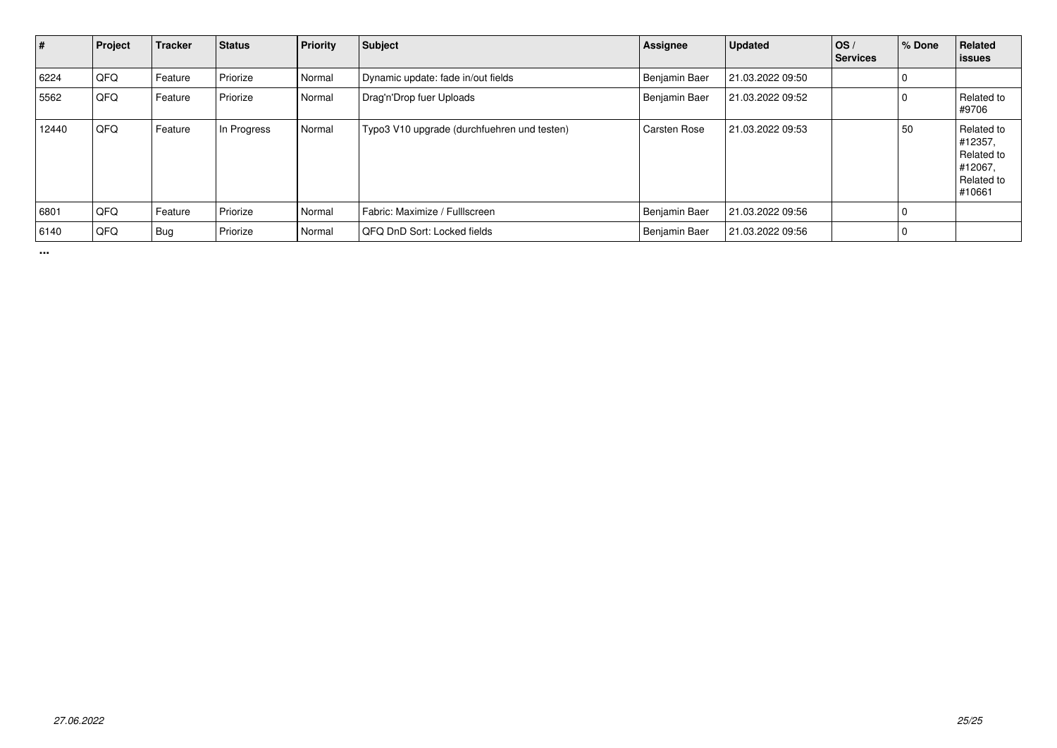| # | Project | Tracker | Status | Priority | Subject | Assignee | Updated | OS / Services | % Done | Related issues |
|---|---|---|---|---|---|---|---|---|---|---|
| 6224 | QFQ | Feature | Priorize | Normal | Dynamic update: fade in/out fields | Benjamin Baer | 21.03.2022 09:50 | | 0 | |
| 5562 | QFQ | Feature | Priorize | Normal | Drag'n'Drop fuer Uploads | Benjamin Baer | 21.03.2022 09:52 | | 0 | Related to #9706 |
| 12440 | QFQ | Feature | In Progress | Normal | Typo3 V10 upgrade (durchfuehren und testen) | Carsten Rose | 21.03.2022 09:53 | | 50 | Related to #12357, Related to #12067, Related to #10661 |
| 6801 | QFQ | Feature | Priorize | Normal | Fabric: Maximize / Fulllscreen | Benjamin Baer | 21.03.2022 09:56 | | 0 | |
| 6140 | QFQ | Bug | Priorize | Normal | QFQ DnD Sort: Locked fields | Benjamin Baer | 21.03.2022 09:56 | | 0 | |

...